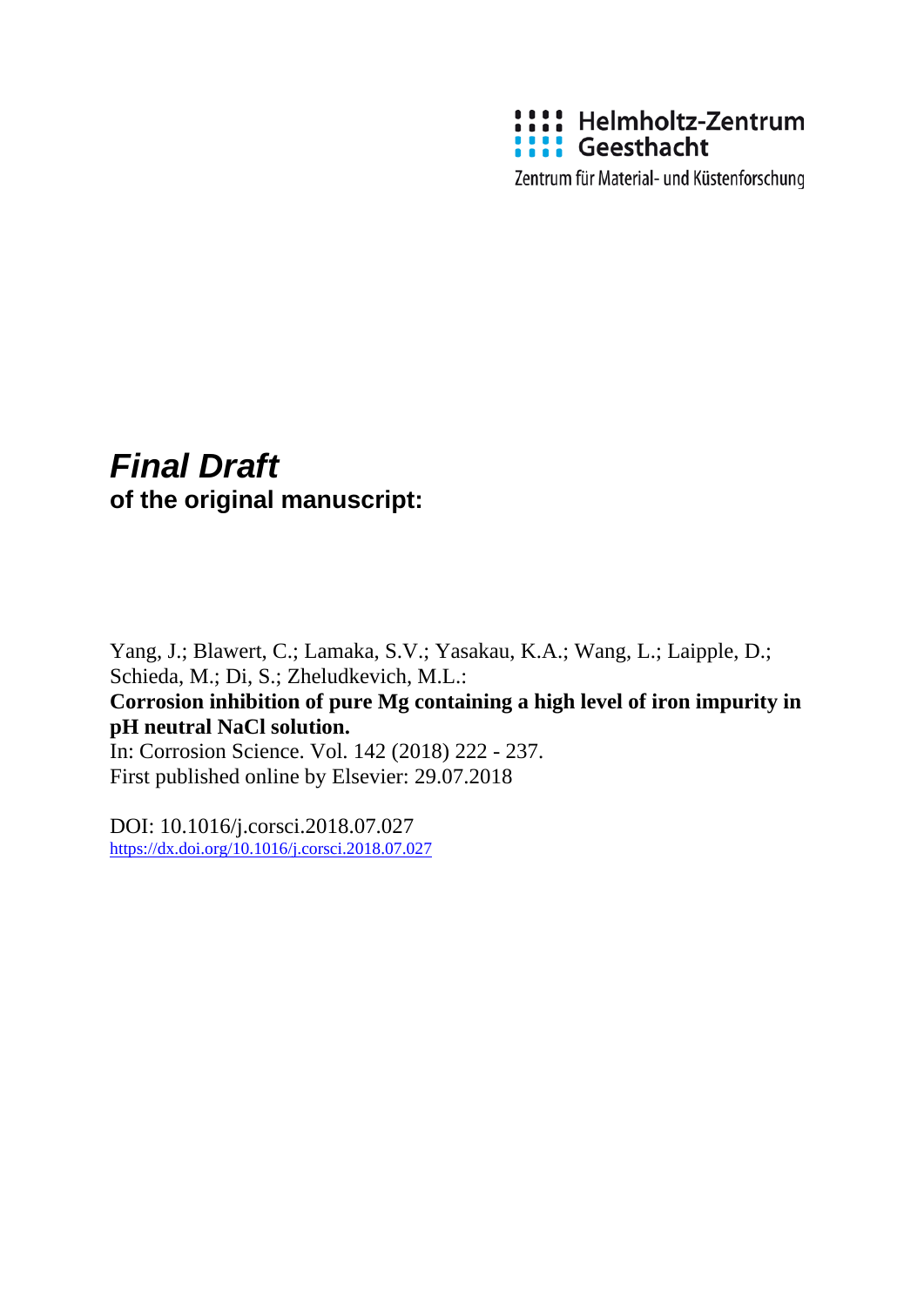Helmholtz-Zentrum Geesthacht

Zentrum für Material- und Küstenforschung

# *Final Draft*

**of the original manuscript:**

Yang, J.; Blawert, C.; Lamaka, S.V.; Yasakau, K.A.; Wang, L.; Laipple, D.; Schieda, M.; Di, S.; Zheludkevich, M.L.:

**Corrosion inhibition of pure Mg containing a high level of iron impurity in pH neutral NaCl solution.**

In: Corrosion Science. Vol. 142 (2018) 222 - 237.

First published online by Elsevier: 29.07.2018

DOI: 10.1016/j.corsci.2018.07.027

https://dx.doi.org/10.1016/j.corsci.2018.07.027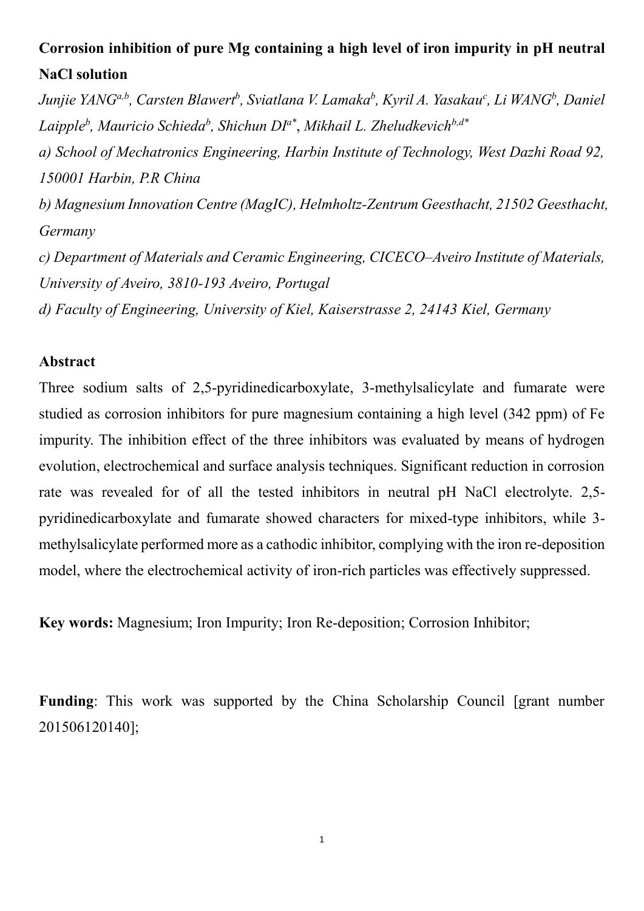**Corrosion inhibition of pure Mg containing a high level of iron impurity in pH neutral NaCl solution**

*Junjie YANG[a,b], Carsten Blawert[b], Sviatlana V. Lamaka[b], Kyril A. Yasakau[c], Li WANG[b], Daniel Laipple[b], Mauricio Schieda[b], Shichun DI[a*], Mikhail L. Zheludkevich[b,d*]*

*a) School of Mechatronics Engineering, Harbin Institute of Technology, West Dazhi Road 92, 150001 Harbin, P.R China*

*b) Magnesium Innovation Centre (MagIC), Helmholtz-Zentrum Geesthacht, 21502 Geesthacht, Germany*

*c) Department of Materials and Ceramic Engineering, CICECO–Aveiro Institute of Materials, University of Aveiro, 3810-193 Aveiro, Portugal*

*d) Faculty of Engineering, University of Kiel, Kaiserstrasse 2, 24143 Kiel, Germany*

## Abstract

Three sodium salts of 2,5-pyridinedicarboxylate, 3-methylsalicylate and fumarate were studied as corrosion inhibitors for pure magnesium containing a high level (342 ppm) of Fe impurity. The inhibition effect of the three inhibitors was evaluated by means of hydrogen evolution, electrochemical and surface analysis techniques. Significant reduction in corrosion rate was revealed for of all the tested inhibitors in neutral pH NaCl electrolyte. 2,5-pyridinedicarboxylate and fumarate showed characters for mixed-type inhibitors, while 3-methylsalicylate performed more as a cathodic inhibitor, complying with the iron re-deposition model, where the electrochemical activity of iron-rich particles was effectively suppressed.

**Key words:** Magnesium; Iron Impurity; Iron Re-deposition; Corrosion Inhibitor;

**Funding**: This work was supported by the China Scholarship Council [grant number 201506120140];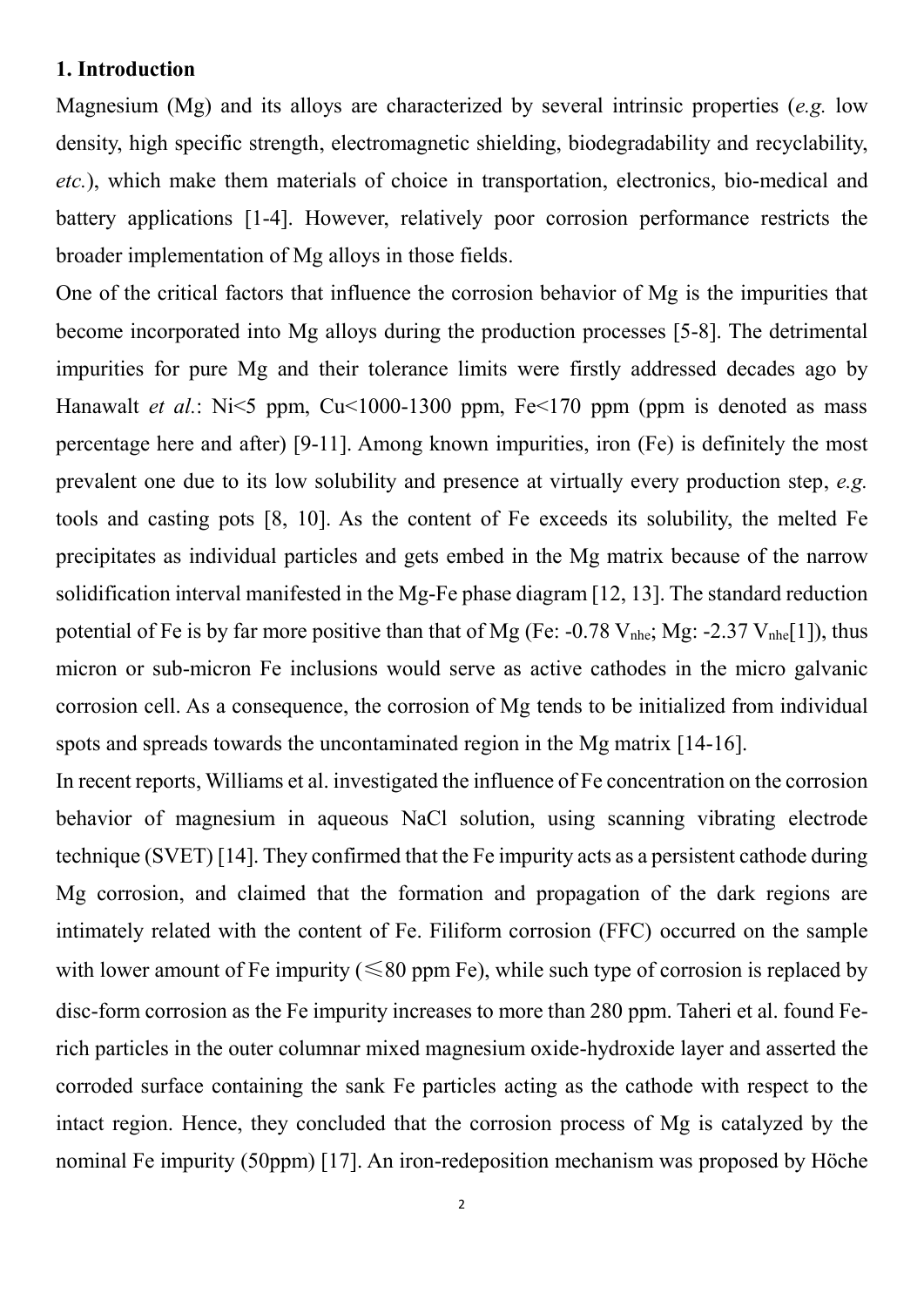## 1. Introduction

Magnesium (Mg) and its alloys are characterized by several intrinsic properties (*e.g.* low density, high specific strength, electromagnetic shielding, biodegradability and recyclability, *etc.*), which make them materials of choice in transportation, electronics, bio-medical and battery applications [1-4]. However, relatively poor corrosion performance restricts the broader implementation of Mg alloys in those fields.

One of the critical factors that influence the corrosion behavior of Mg is the impurities that become incorporated into Mg alloys during the production processes [5-8]. The detrimental impurities for pure Mg and their tolerance limits were firstly addressed decades ago by Hanawalt *et al.*: Ni<5 ppm, Cu<1000-1300 ppm, Fe<170 ppm (ppm is denoted as mass percentage here and after) [9-11]. Among known impurities, iron (Fe) is definitely the most prevalent one due to its low solubility and presence at virtually every production step, *e.g.* tools and casting pots [8, 10]. As the content of Fe exceeds its solubility, the melted Fe precipitates as individual particles and gets embed in the Mg matrix because of the narrow solidification interval manifested in the Mg-Fe phase diagram [12, 13]. The standard reduction potential of Fe is by far more positive than that of Mg (Fe: -0.78 $V_{nhe}$; Mg: -2.37 $V_{nhe}$[1]), thus micron or sub-micron Fe inclusions would serve as active cathodes in the micro galvanic corrosion cell. As a consequence, the corrosion of Mg tends to be initialized from individual spots and spreads towards the uncontaminated region in the Mg matrix [14-16].

In recent reports, Williams et al. investigated the influence of Fe concentration on the corrosion behavior of magnesium in aqueous NaCl solution, using scanning vibrating electrode technique (SVET) [14]. They confirmed that the Fe impurity acts as a persistent cathode during Mg corrosion, and claimed that the formation and propagation of the dark regions are intimately related with the content of Fe. Filiform corrosion (FFC) occurred on the sample with lower amount of Fe impurity (≤80 ppm Fe), while such type of corrosion is replaced by disc-form corrosion as the Fe impurity increases to more than 280 ppm. Taheri et al. found Fe-rich particles in the outer columnar mixed magnesium oxide-hydroxide layer and asserted the corroded surface containing the sank Fe particles acting as the cathode with respect to the intact region. Hence, they concluded that the corrosion process of Mg is catalyzed by the nominal Fe impurity (50ppm) [17]. An iron-redeposition mechanism was proposed by Höche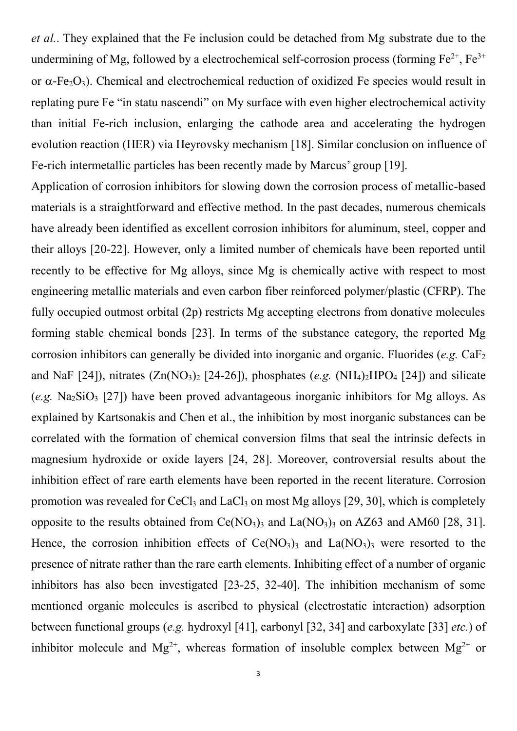*et al.*. They explained that the Fe inclusion could be detached from Mg substrate due to the undermining of Mg, followed by a electrochemical self-corrosion process (forming $Fe^{2+}$, $Fe^{3+}$ or $\alpha$-$Fe_2O_3$). Chemical and electrochemical reduction of oxidized Fe species would result in replating pure Fe "in statu nascendi" on My surface with even higher electrochemical activity than initial Fe-rich inclusion, enlarging the cathode area and accelerating the hydrogen evolution reaction (HER) via Heyrovsky mechanism [18]. Similar conclusion on influence of Fe-rich intermetallic particles has been recently made by Marcus' group [19].

Application of corrosion inhibitors for slowing down the corrosion process of metallic-based materials is a straightforward and effective method. In the past decades, numerous chemicals have already been identified as excellent corrosion inhibitors for aluminum, steel, copper and their alloys [20-22]. However, only a limited number of chemicals have been reported until recently to be effective for Mg alloys, since Mg is chemically active with respect to most engineering metallic materials and even carbon fiber reinforced polymer/plastic (CFRP). The fully occupied outmost orbital (2p) restricts Mg accepting electrons from donative molecules forming stable chemical bonds [23]. In terms of the substance category, the reported Mg corrosion inhibitors can generally be divided into inorganic and organic. Fluorides (*e.g.* $CaF_2$ and NaF [24]), nitrates ($Zn(NO_3)_2$ [24-26]), phosphates (*e.g.* $(NH_4)_2HPO_4$ [24]) and silicate (*e.g.* $Na_2SiO_3$ [27]) have been proved advantageous inorganic inhibitors for Mg alloys. As explained by Kartsonakis and Chen et al., the inhibition by most inorganic substances can be correlated with the formation of chemical conversion films that seal the intrinsic defects in magnesium hydroxide or oxide layers [24, 28]. Moreover, controversial results about the inhibition effect of rare earth elements have been reported in the recent literature. Corrosion promotion was revealed for $CeCl_3$ and $LaCl_3$ on most Mg alloys [29, 30], which is completely opposite to the results obtained from $Ce(NO_3)_3$ and $La(NO_3)_3$ on AZ63 and AM60 [28, 31]. Hence, the corrosion inhibition effects of $Ce(NO_3)_3$ and $La(NO_3)_3$ were resorted to the presence of nitrate rather than the rare earth elements. Inhibiting effect of a number of organic inhibitors has also been investigated [23-25, 32-40]. The inhibition mechanism of some mentioned organic molecules is ascribed to physical (electrostatic interaction) adsorption between functional groups (*e.g.* hydroxyl [41], carbonyl [32, 34] and carboxylate [33] *etc.*) of inhibitor molecule and $Mg^{2+}$, whereas formation of insoluble complex between $Mg^{2+}$ or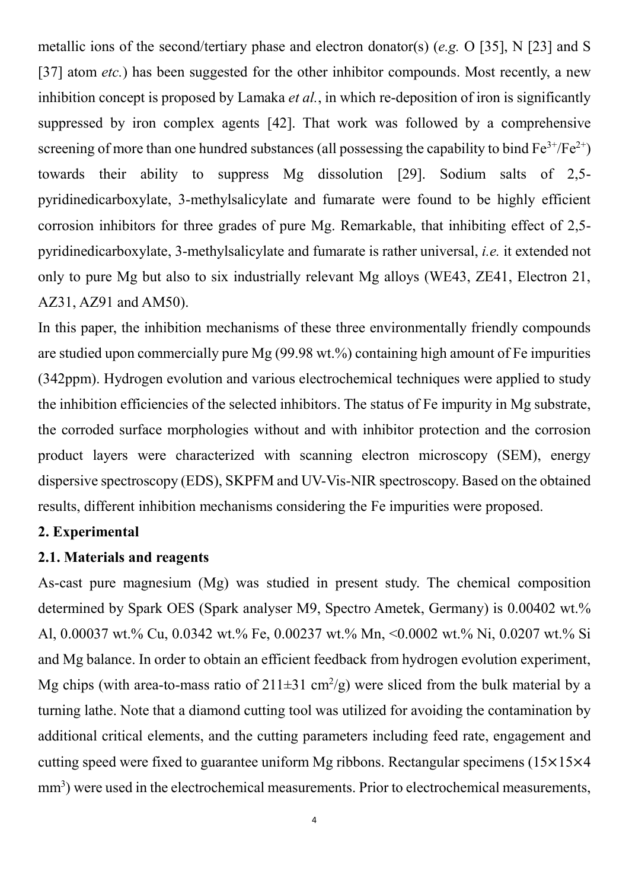metallic ions of the second/tertiary phase and electron donator(s) (*e.g.* O [35], N [23] and S [37] atom *etc.*) has been suggested for the other inhibitor compounds. Most recently, a new inhibition concept is proposed by Lamaka *et al.*, in which re-deposition of iron is significantly suppressed by iron complex agents [42]. That work was followed by a comprehensive screening of more than one hundred substances (all possessing the capability to bind $Fe^{3+}/Fe^{2+}$) towards their ability to suppress Mg dissolution [29]. Sodium salts of 2,5-pyridinedicarboxylate, 3-methylsalicylate and fumarate were found to be highly efficient corrosion inhibitors for three grades of pure Mg. Remarkable, that inhibiting effect of 2,5-pyridinedicarboxylate, 3-methylsalicylate and fumarate is rather universal, *i.e.* it extended not only to pure Mg but also to six industrially relevant Mg alloys (WE43, ZE41, Electron 21, AZ31, AZ91 and AM50).

In this paper, the inhibition mechanisms of these three environmentally friendly compounds are studied upon commercially pure Mg (99.98 wt.%) containing high amount of Fe impurities (342ppm). Hydrogen evolution and various electrochemical techniques were applied to study the inhibition efficiencies of the selected inhibitors. The status of Fe impurity in Mg substrate, the corroded surface morphologies without and with inhibitor protection and the corrosion product layers were characterized with scanning electron microscopy (SEM), energy dispersive spectroscopy (EDS), SKPFM and UV-Vis-NIR spectroscopy. Based on the obtained results, different inhibition mechanisms considering the Fe impurities were proposed.

## 2. Experimental

### 2.1. Materials and reagents

As-cast pure magnesium (Mg) was studied in present study. The chemical composition determined by Spark OES (Spark analyser M9, Spectro Ametek, Germany) is 0.00402 wt.% Al, 0.00037 wt.% Cu, 0.0342 wt.% Fe, 0.00237 wt.% Mn, <0.0002 wt.% Ni, 0.0207 wt.% Si and Mg balance. In order to obtain an efficient feedback from hydrogen evolution experiment, Mg chips (with area-to-mass ratio of $211\pm31$ $cm^2/g$) were sliced from the bulk material by a turning lathe. Note that a diamond cutting tool was utilized for avoiding the contamination by additional critical elements, and the cutting parameters including feed rate, engagement and cutting speed were fixed to guarantee uniform Mg ribbons. Rectangular specimens ($15\times15\times4$ $mm^3$) were used in the electrochemical measurements. Prior to electrochemical measurements,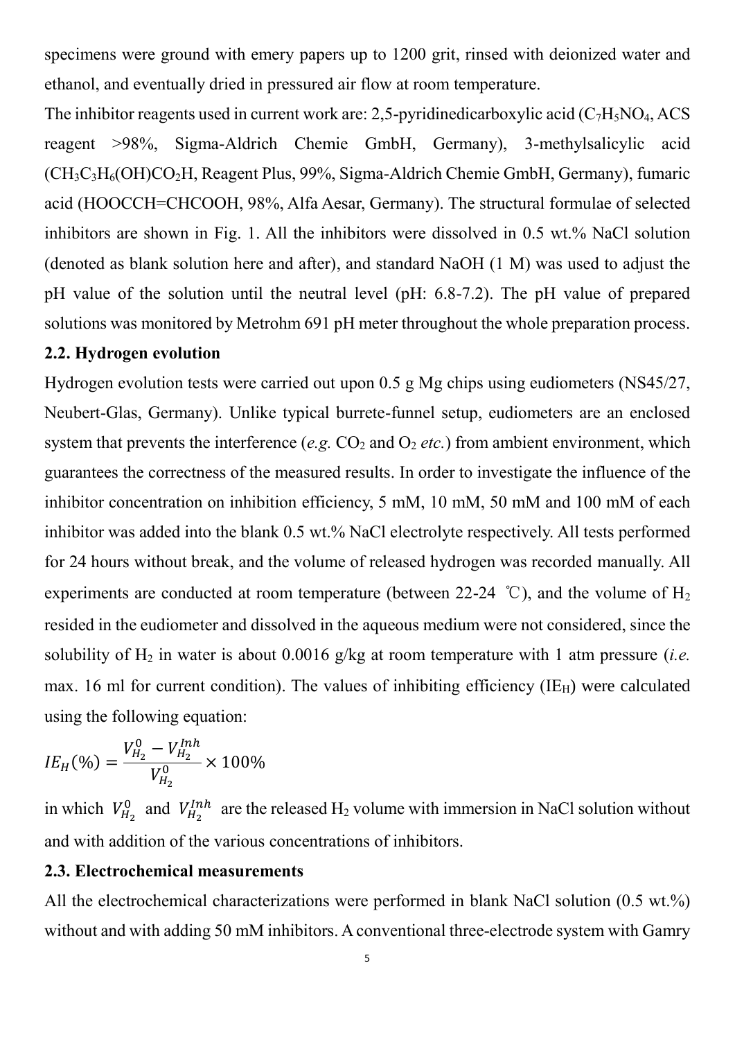specimens were ground with emery papers up to 1200 grit, rinsed with deionized water and ethanol, and eventually dried in pressured air flow at room temperature.

The inhibitor reagents used in current work are: 2,5-pyridinedicarboxylic acid ($C_7H_5NO_4$, ACS reagent >98%, Sigma-Aldrich Chemie GmbH, Germany), 3-methylsalicylic acid ($CH_3C_3H_6(OH)CO_2H$, Reagent Plus, 99%, Sigma-Aldrich Chemie GmbH, Germany), fumaric acid (HOOCCH=CHCOOH, 98%, Alfa Aesar, Germany). The structural formulae of selected inhibitors are shown in Fig. 1. All the inhibitors were dissolved in 0.5 wt.% NaCl solution (denoted as blank solution here and after), and standard NaOH (1 M) was used to adjust the pH value of the solution until the neutral level (pH: 6.8-7.2). The pH value of prepared solutions was monitored by Metrohm 691 pH meter throughout the whole preparation process.

### 2.2. Hydrogen evolution

Hydrogen evolution tests were carried out upon 0.5 g Mg chips using eudiometers (NS45/27, Neubert-Glas, Germany). Unlike typical burrete-funnel setup, eudiometers are an enclosed system that prevents the interference (*e.g.* $CO_2$ and $O_2$ *etc.*) from ambient environment, which guarantees the correctness of the measured results. In order to investigate the influence of the inhibitor concentration on inhibition efficiency, 5 mM, 10 mM, 50 mM and 100 mM of each inhibitor was added into the blank 0.5 wt.% NaCl electrolyte respectively. All tests performed for 24 hours without break, and the volume of released hydrogen was recorded manually. All experiments are conducted at room temperature (between 22-24 ℃), and the volume of $H_2$ resided in the eudiometer and dissolved in the aqueous medium were not considered, since the solubility of $H_2$ in water is about 0.0016 g/kg at room temperature with 1 atm pressure (*i.e.* max. 16 ml for current condition). The values of inhibiting efficiency ($IE_H$) were calculated using the following equation:

$$IE_H(\%) = \frac{V_{H_2}^0 - V_{H_2}^{Inh}}{V_{H_2}^0} \times 100\%$$

in which $V_{H_2}^0$ and $V_{H_2}^{Inh}$ are the released $H_2$ volume with immersion in NaCl solution without and with addition of the various concentrations of inhibitors.

### 2.3. Electrochemical measurements

All the electrochemical characterizations were performed in blank NaCl solution (0.5 wt.%) without and with adding 50 mM inhibitors. A conventional three-electrode system with Gamry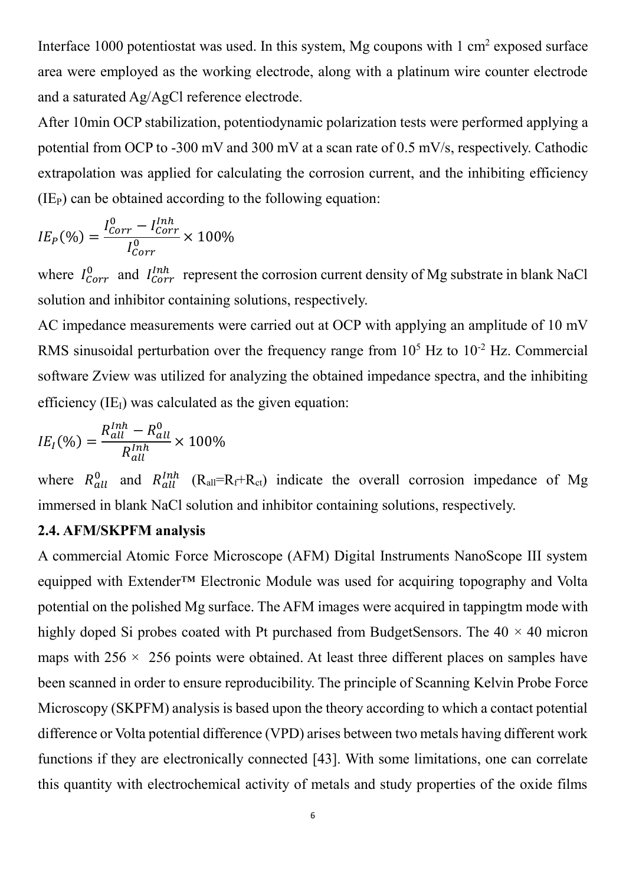Interface 1000 potentiostat was used. In this system, Mg coupons with 1 $cm^2$ exposed surface area were employed as the working electrode, along with a platinum wire counter electrode and a saturated Ag/AgCl reference electrode.

After 10min OCP stabilization, potentiodynamic polarization tests were performed applying a potential from OCP to -300 mV and 300 mV at a scan rate of 0.5 mV/s, respectively. Cathodic extrapolation was applied for calculating the corrosion current, and the inhibiting efficiency ($IE_P$) can be obtained according to the following equation:

$$IE_P(\%) = \frac{I_{Corr}^{0} - I_{Corr}^{Inh}}{I_{Corr}^{0}} \times 100\%$$

where $I_{Corr}^{0}$ and $I_{Corr}^{Inh}$ represent the corrosion current density of Mg substrate in blank NaCl solution and inhibitor containing solutions, respectively.

AC impedance measurements were carried out at OCP with applying an amplitude of 10 mV RMS sinusoidal perturbation over the frequency range from $10^5$ Hz to $10^{-2}$ Hz. Commercial software Zview was utilized for analyzing the obtained impedance spectra, and the inhibiting efficiency ($IE_I$) was calculated as the given equation:

$$IE_I(\%) = \frac{R_{all}^{Inh} - R_{all}^{0}}{R_{all}^{Inh}} \times 100\%$$

where $R_{all}^{0}$ and $R_{all}^{Inh}$ ($R_{all}=R_f+R_{ct}$) indicate the overall corrosion impedance of Mg immersed in blank NaCl solution and inhibitor containing solutions, respectively.

### 2.4. AFM/SKPFM analysis

A commercial Atomic Force Microscope (AFM) Digital Instruments NanoScope III system equipped with Extender™ Electronic Module was used for acquiring topography and Volta potential on the polished Mg surface. The AFM images were acquired in tappingtm mode with highly doped Si probes coated with Pt purchased from BudgetSensors. The 40 × 40 micron maps with 256 × 256 points were obtained. At least three different places on samples have been scanned in order to ensure reproducibility. The principle of Scanning Kelvin Probe Force Microscopy (SKPFM) analysis is based upon the theory according to which a contact potential difference or Volta potential difference (VPD) arises between two metals having different work functions if they are electronically connected [43]. With some limitations, one can correlate this quantity with electrochemical activity of metals and study properties of the oxide films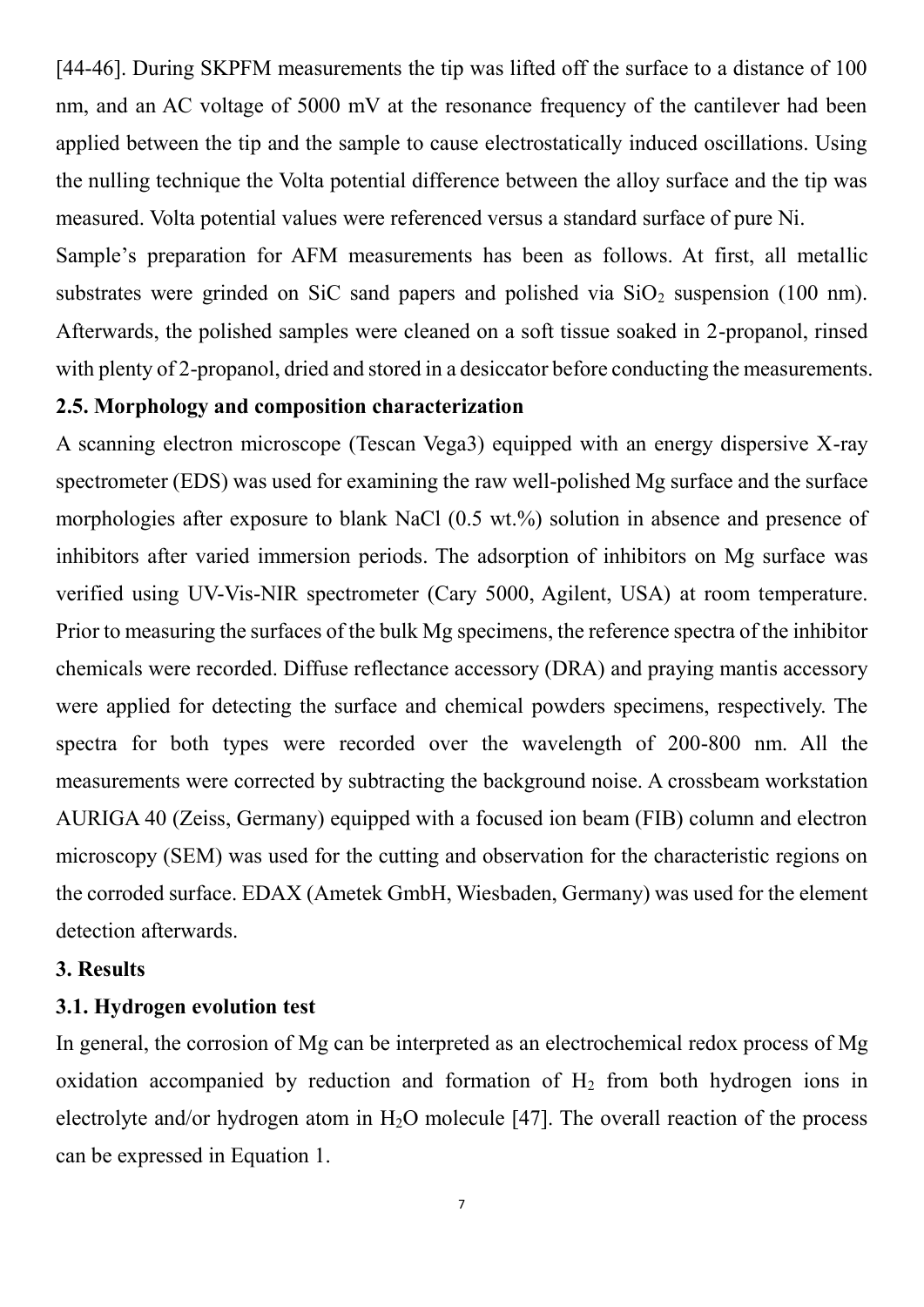[44-46]. During SKPFM measurements the tip was lifted off the surface to a distance of 100 nm, and an AC voltage of 5000 mV at the resonance frequency of the cantilever had been applied between the tip and the sample to cause electrostatically induced oscillations. Using the nulling technique the Volta potential difference between the alloy surface and the tip was measured. Volta potential values were referenced versus a standard surface of pure Ni.

Sample's preparation for AFM measurements has been as follows. At first, all metallic substrates were grinded on SiC sand papers and polished via $SiO_2$ suspension (100 nm). Afterwards, the polished samples were cleaned on a soft tissue soaked in 2-propanol, rinsed with plenty of 2-propanol, dried and stored in a desiccator before conducting the measurements.

### 2.5. Morphology and composition characterization

A scanning electron microscope (Tescan Vega3) equipped with an energy dispersive X-ray spectrometer (EDS) was used for examining the raw well-polished Mg surface and the surface morphologies after exposure to blank NaCl (0.5 wt.%) solution in absence and presence of inhibitors after varied immersion periods. The adsorption of inhibitors on Mg surface was verified using UV-Vis-NIR spectrometer (Cary 5000, Agilent, USA) at room temperature. Prior to measuring the surfaces of the bulk Mg specimens, the reference spectra of the inhibitor chemicals were recorded. Diffuse reflectance accessory (DRA) and praying mantis accessory were applied for detecting the surface and chemical powders specimens, respectively. The spectra for both types were recorded over the wavelength of 200-800 nm. All the measurements were corrected by subtracting the background noise. A crossbeam workstation AURIGA 40 (Zeiss, Germany) equipped with a focused ion beam (FIB) column and electron microscopy (SEM) was used for the cutting and observation for the characteristic regions on the corroded surface. EDAX (Ametek GmbH, Wiesbaden, Germany) was used for the element detection afterwards.

## 3. Results

### 3.1. Hydrogen evolution test

In general, the corrosion of Mg can be interpreted as an electrochemical redox process of Mg oxidation accompanied by reduction and formation of $H_2$ from both hydrogen ions in electrolyte and/or hydrogen atom in $H_2O$ molecule [47]. The overall reaction of the process can be expressed in Equation 1.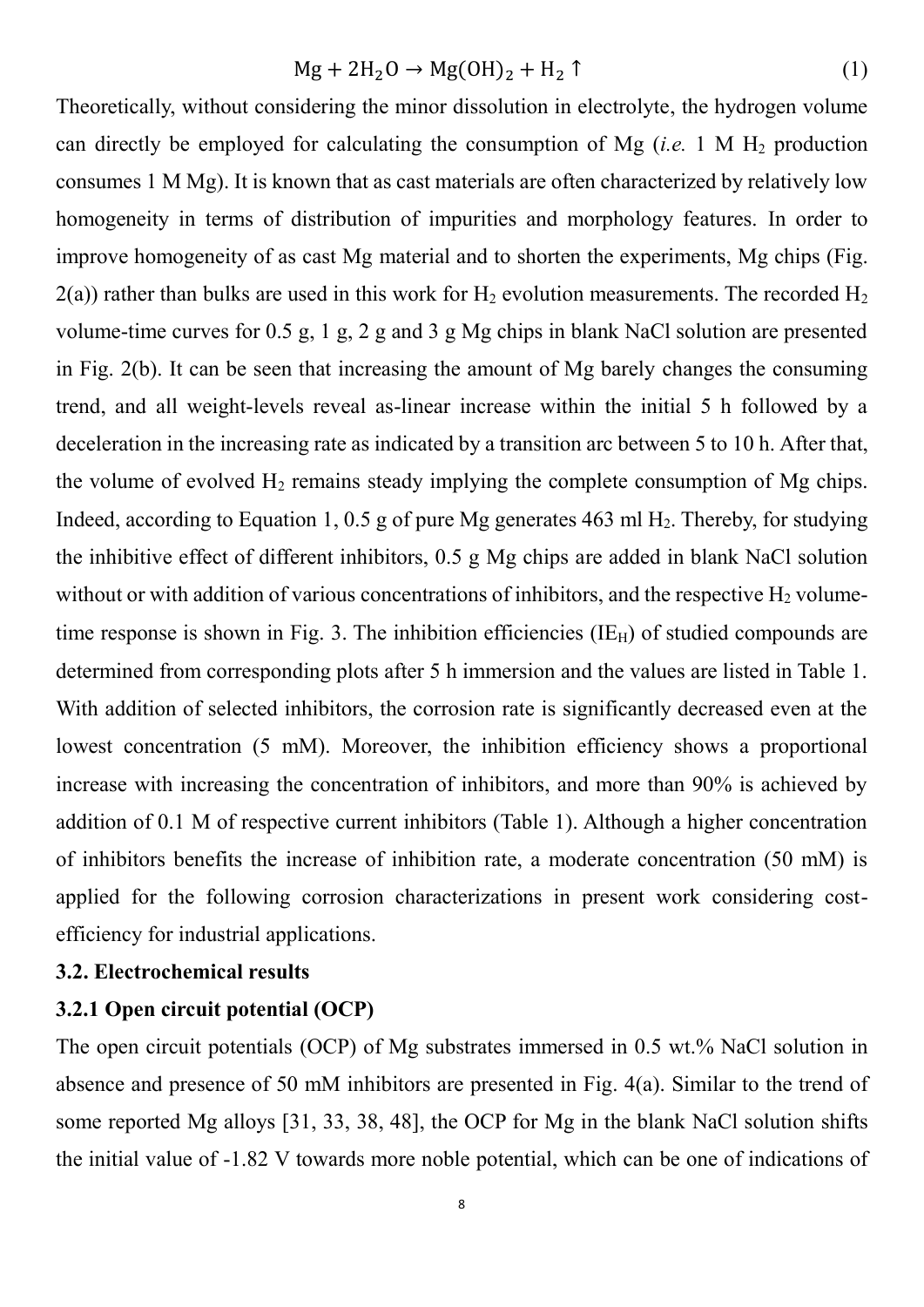$$Mg + 2H_2O \rightarrow Mg(OH)_2 + H_2 \uparrow \quad (1)$$

Theoretically, without considering the minor dissolution in electrolyte, the hydrogen volume can directly be employed for calculating the consumption of Mg (*i.e.* 1 M $H_2$ production consumes 1 M Mg). It is known that as cast materials are often characterized by relatively low homogeneity in terms of distribution of impurities and morphology features. In order to improve homogeneity of as cast Mg material and to shorten the experiments, Mg chips (Fig. 2(a)) rather than bulks are used in this work for $H_2$ evolution measurements. The recorded $H_2$ volume-time curves for 0.5 g, 1 g, 2 g and 3 g Mg chips in blank NaCl solution are presented in Fig. 2(b). It can be seen that increasing the amount of Mg barely changes the consuming trend, and all weight-levels reveal as-linear increase within the initial 5 h followed by a deceleration in the increasing rate as indicated by a transition arc between 5 to 10 h. After that, the volume of evolved $H_2$ remains steady implying the complete consumption of Mg chips. Indeed, according to Equation 1, 0.5 g of pure Mg generates 463 ml $H_2$. Thereby, for studying the inhibitive effect of different inhibitors, 0.5 g Mg chips are added in blank NaCl solution without or with addition of various concentrations of inhibitors, and the respective $H_2$ volume-time response is shown in Fig. 3. The inhibition efficiencies ($IE_H$) of studied compounds are determined from corresponding plots after 5 h immersion and the values are listed in Table 1. With addition of selected inhibitors, the corrosion rate is significantly decreased even at the lowest concentration (5 mM). Moreover, the inhibition efficiency shows a proportional increase with increasing the concentration of inhibitors, and more than 90% is achieved by addition of 0.1 M of respective current inhibitors (Table 1). Although a higher concentration of inhibitors benefits the increase of inhibition rate, a moderate concentration (50 mM) is applied for the following corrosion characterizations in present work considering cost-efficiency for industrial applications.

### 3.2. Electrochemical results

#### 3.2.1 Open circuit potential (OCP)

The open circuit potentials (OCP) of Mg substrates immersed in 0.5 wt.% NaCl solution in absence and presence of 50 mM inhibitors are presented in Fig. 4(a). Similar to the trend of some reported Mg alloys [31, 33, 38, 48], the OCP for Mg in the blank NaCl solution shifts the initial value of -1.82 V towards more noble potential, which can be one of indications of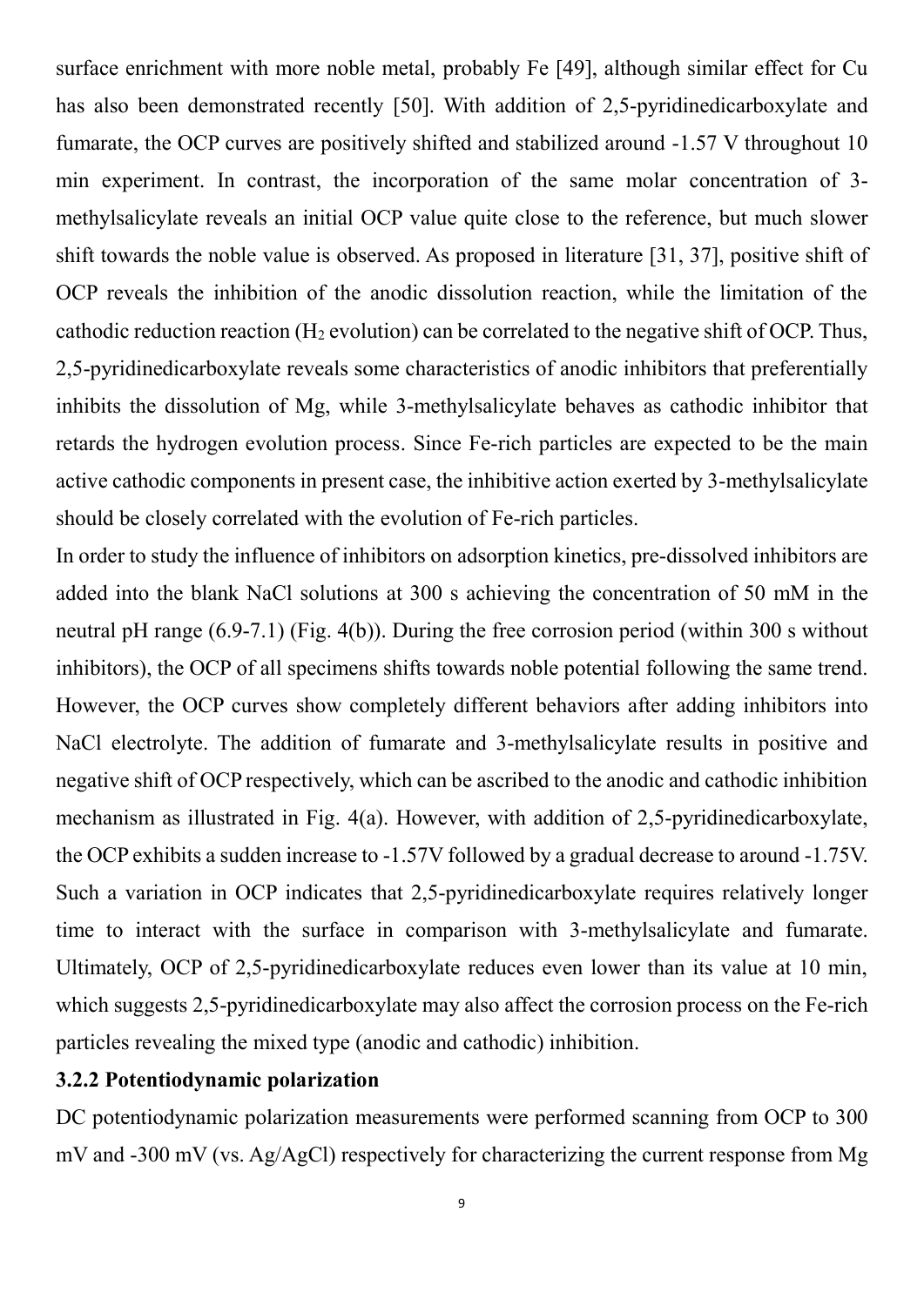surface enrichment with more noble metal, probably Fe [49], although similar effect for Cu has also been demonstrated recently [50]. With addition of 2,5-pyridinedicarboxylate and fumarate, the OCP curves are positively shifted and stabilized around -1.57 V throughout 10 min experiment. In contrast, the incorporation of the same molar concentration of 3-methylsalicylate reveals an initial OCP value quite close to the reference, but much slower shift towards the noble value is observed. As proposed in literature [31, 37], positive shift of OCP reveals the inhibition of the anodic dissolution reaction, while the limitation of the cathodic reduction reaction ($H_2$ evolution) can be correlated to the negative shift of OCP. Thus, 2,5-pyridinedicarboxylate reveals some characteristics of anodic inhibitors that preferentially inhibits the dissolution of Mg, while 3-methylsalicylate behaves as cathodic inhibitor that retards the hydrogen evolution process. Since Fe-rich particles are expected to be the main active cathodic components in present case, the inhibitive action exerted by 3-methylsalicylate should be closely correlated with the evolution of Fe-rich particles.

In order to study the influence of inhibitors on adsorption kinetics, pre-dissolved inhibitors are added into the blank NaCl solutions at 300 s achieving the concentration of 50 mM in the neutral pH range (6.9-7.1) (Fig. 4(b)). During the free corrosion period (within 300 s without inhibitors), the OCP of all specimens shifts towards noble potential following the same trend. However, the OCP curves show completely different behaviors after adding inhibitors into NaCl electrolyte. The addition of fumarate and 3-methylsalicylate results in positive and negative shift of OCP respectively, which can be ascribed to the anodic and cathodic inhibition mechanism as illustrated in Fig. 4(a). However, with addition of 2,5-pyridinedicarboxylate, the OCP exhibits a sudden increase to -1.57V followed by a gradual decrease to around -1.75V. Such a variation in OCP indicates that 2,5-pyridinedicarboxylate requires relatively longer time to interact with the surface in comparison with 3-methylsalicylate and fumarate. Ultimately, OCP of 2,5-pyridinedicarboxylate reduces even lower than its value at 10 min, which suggests 2,5-pyridinedicarboxylate may also affect the corrosion process on the Fe-rich particles revealing the mixed type (anodic and cathodic) inhibition.

### 3.2.2 Potentiodynamic polarization

DC potentiodynamic polarization measurements were performed scanning from OCP to 300 mV and -300 mV (vs. Ag/AgCl) respectively for characterizing the current response from Mg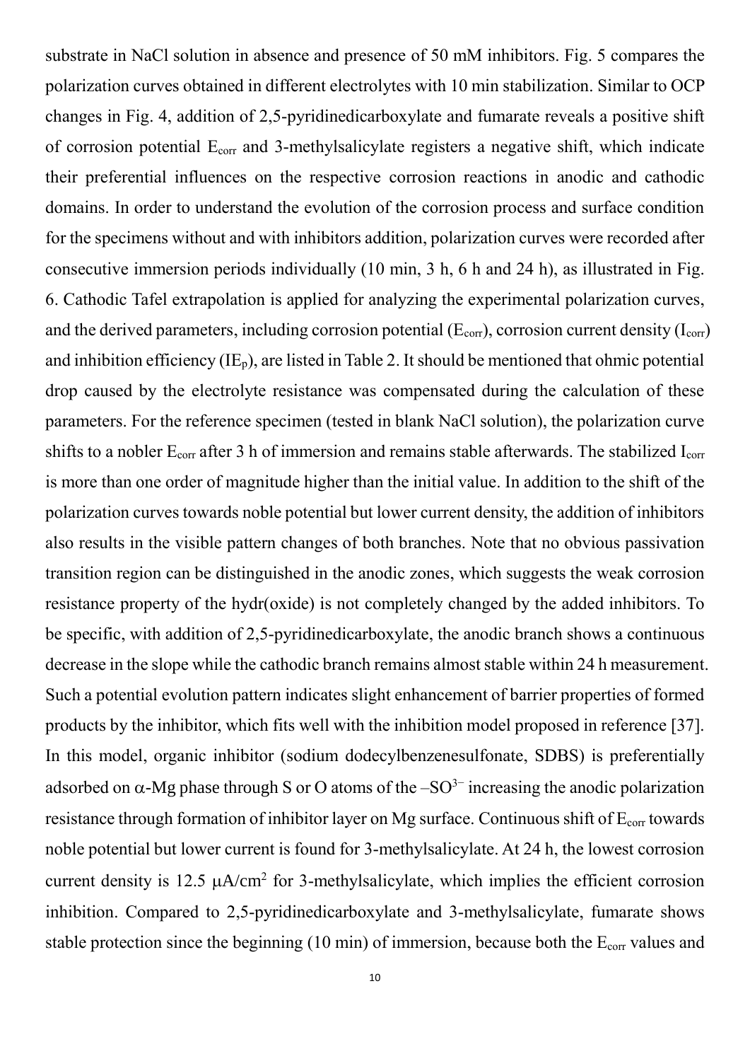substrate in NaCl solution in absence and presence of 50 mM inhibitors. Fig. 5 compares the polarization curves obtained in different electrolytes with 10 min stabilization. Similar to OCP changes in Fig. 4, addition of 2,5-pyridinedicarboxylate and fumarate reveals a positive shift of corrosion potential $E_{corr}$ and 3-methylsalicylate registers a negative shift, which indicate their preferential influences on the respective corrosion reactions in anodic and cathodic domains. In order to understand the evolution of the corrosion process and surface condition for the specimens without and with inhibitors addition, polarization curves were recorded after consecutive immersion periods individually (10 min, 3 h, 6 h and 24 h), as illustrated in Fig. 6. Cathodic Tafel extrapolation is applied for analyzing the experimental polarization curves, and the derived parameters, including corrosion potential ($E_{corr}$), corrosion current density ($I_{corr}$) and inhibition efficiency ($IE_p$), are listed in Table 2. It should be mentioned that ohmic potential drop caused by the electrolyte resistance was compensated during the calculation of these parameters. For the reference specimen (tested in blank NaCl solution), the polarization curve shifts to a nobler $E_{corr}$ after 3 h of immersion and remains stable afterwards. The stabilized $I_{corr}$ is more than one order of magnitude higher than the initial value. In addition to the shift of the polarization curves towards noble potential but lower current density, the addition of inhibitors also results in the visible pattern changes of both branches. Note that no obvious passivation transition region can be distinguished in the anodic zones, which suggests the weak corrosion resistance property of the hydr(oxide) is not completely changed by the added inhibitors. To be specific, with addition of 2,5-pyridinedicarboxylate, the anodic branch shows a continuous decrease in the slope while the cathodic branch remains almost stable within 24 h measurement. Such a potential evolution pattern indicates slight enhancement of barrier properties of formed products by the inhibitor, which fits well with the inhibition model proposed in reference [37]. In this model, organic inhibitor (sodium dodecylbenzenesulfonate, SDBS) is preferentially adsorbed on $\alpha$-Mg phase through S or O atoms of the $-SO^{3-}$ increasing the anodic polarization resistance through formation of inhibitor layer on Mg surface. Continuous shift of $E_{corr}$ towards noble potential but lower current is found for 3-methylsalicylate. At 24 h, the lowest corrosion current density is 12.5 $\mu A/cm^2$ for 3-methylsalicylate, which implies the efficient corrosion inhibition. Compared to 2,5-pyridinedicarboxylate and 3-methylsalicylate, fumarate shows stable protection since the beginning (10 min) of immersion, because both the $E_{corr}$ values and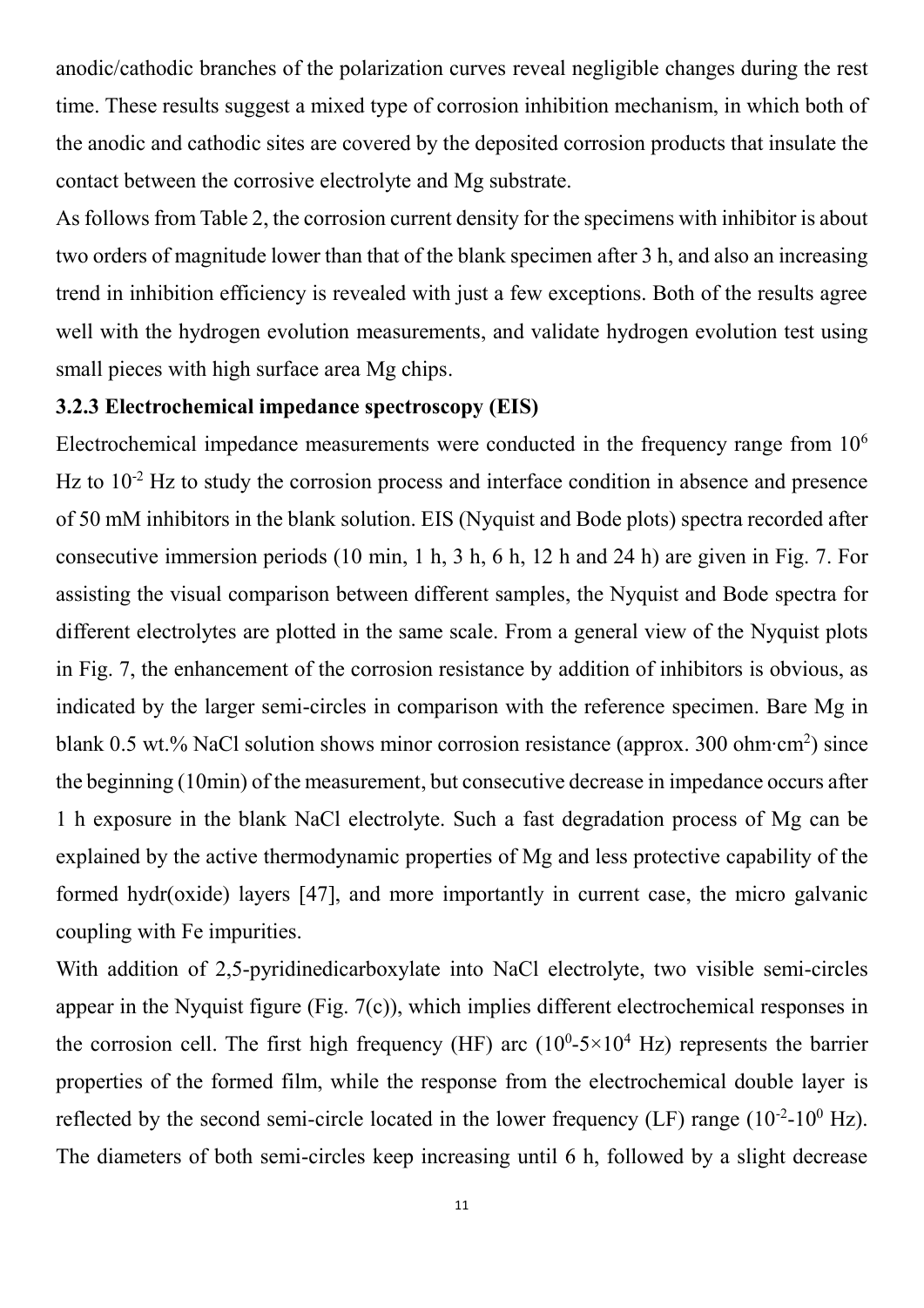anodic/cathodic branches of the polarization curves reveal negligible changes during the rest time. These results suggest a mixed type of corrosion inhibition mechanism, in which both of the anodic and cathodic sites are covered by the deposited corrosion products that insulate the contact between the corrosive electrolyte and Mg substrate.

As follows from Table 2, the corrosion current density for the specimens with inhibitor is about two orders of magnitude lower than that of the blank specimen after 3 h, and also an increasing trend in inhibition efficiency is revealed with just a few exceptions. Both of the results agree well with the hydrogen evolution measurements, and validate hydrogen evolution test using small pieces with high surface area Mg chips.

### 3.2.3 Electrochemical impedance spectroscopy (EIS)

Electrochemical impedance measurements were conducted in the frequency range from $10^6$ Hz to $10^{-2}$ Hz to study the corrosion process and interface condition in absence and presence of 50 mM inhibitors in the blank solution. EIS (Nyquist and Bode plots) spectra recorded after consecutive immersion periods (10 min, 1 h, 3 h, 6 h, 12 h and 24 h) are given in Fig. 7. For assisting the visual comparison between different samples, the Nyquist and Bode spectra for different electrolytes are plotted in the same scale. From a general view of the Nyquist plots in Fig. 7, the enhancement of the corrosion resistance by addition of inhibitors is obvious, as indicated by the larger semi-circles in comparison with the reference specimen. Bare Mg in blank 0.5 wt.% NaCl solution shows minor corrosion resistance (approx. 300 ohm·cm$^2$) since the beginning (10min) of the measurement, but consecutive decrease in impedance occurs after 1 h exposure in the blank NaCl electrolyte. Such a fast degradation process of Mg can be explained by the active thermodynamic properties of Mg and less protective capability of the formed hydr(oxide) layers [47], and more importantly in current case, the micro galvanic coupling with Fe impurities.

With addition of 2,5-pyridinedicarboxylate into NaCl electrolyte, two visible semi-circles appear in the Nyquist figure (Fig. 7(c)), which implies different electrochemical responses in the corrosion cell. The first high frequency (HF) arc ($10^0$-$5\times10^4$ Hz) represents the barrier properties of the formed film, while the response from the electrochemical double layer is reflected by the second semi-circle located in the lower frequency (LF) range ($10^{-2}$-$10^0$ Hz). The diameters of both semi-circles keep increasing until 6 h, followed by a slight decrease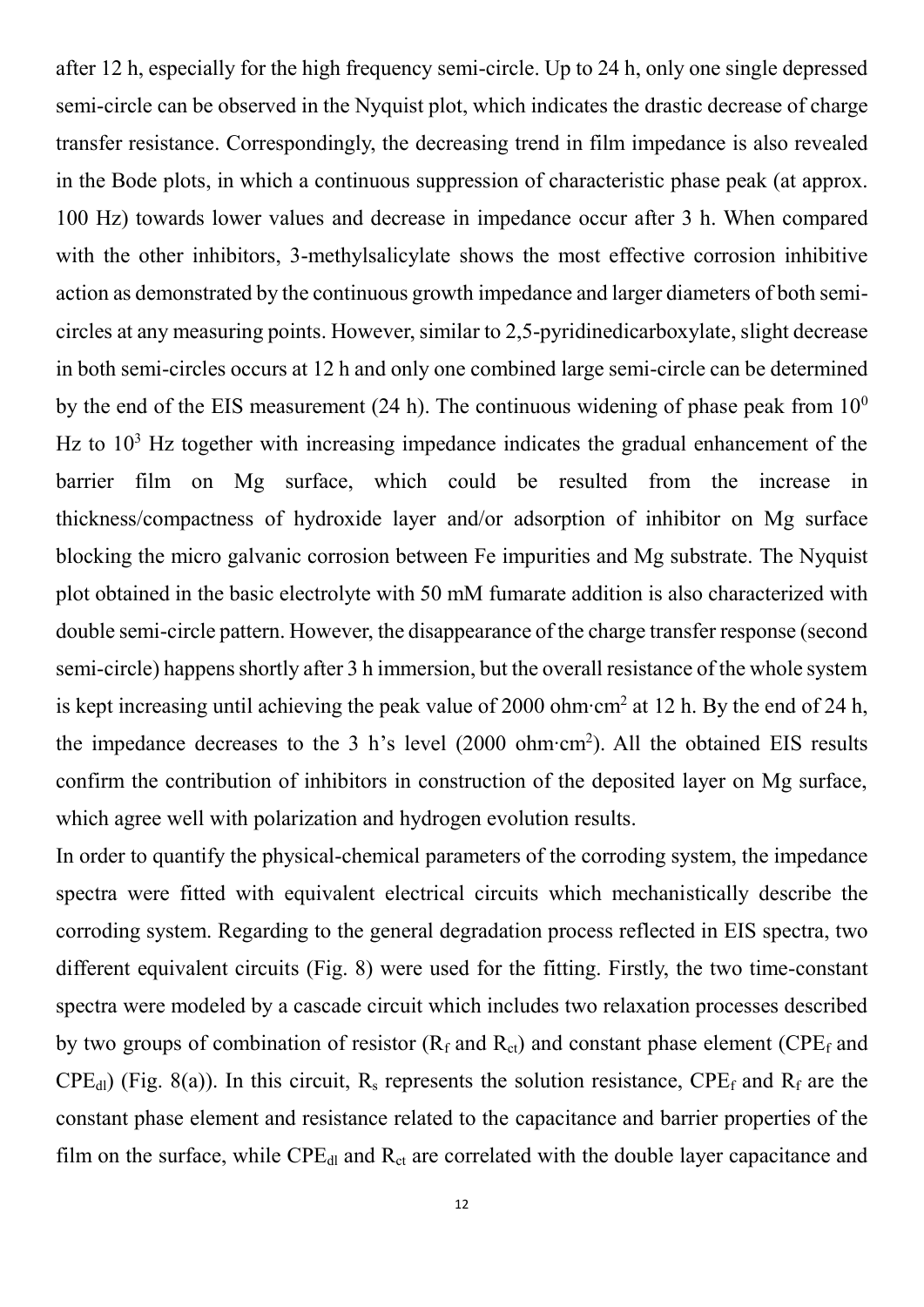after 12 h, especially for the high frequency semi-circle. Up to 24 h, only one single depressed semi-circle can be observed in the Nyquist plot, which indicates the drastic decrease of charge transfer resistance. Correspondingly, the decreasing trend in film impedance is also revealed in the Bode plots, in which a continuous suppression of characteristic phase peak (at approx. 100 Hz) towards lower values and decrease in impedance occur after 3 h. When compared with the other inhibitors, 3-methylsalicylate shows the most effective corrosion inhibitive action as demonstrated by the continuous growth impedance and larger diameters of both semi-circles at any measuring points. However, similar to 2,5-pyridinedicarboxylate, slight decrease in both semi-circles occurs at 12 h and only one combined large semi-circle can be determined by the end of the EIS measurement (24 h). The continuous widening of phase peak from $10^0$ Hz to $10^3$ Hz together with increasing impedance indicates the gradual enhancement of the barrier film on Mg surface, which could be resulted from the increase in thickness/compactness of hydroxide layer and/or adsorption of inhibitor on Mg surface blocking the micro galvanic corrosion between Fe impurities and Mg substrate. The Nyquist plot obtained in the basic electrolyte with 50 mM fumarate addition is also characterized with double semi-circle pattern. However, the disappearance of the charge transfer response (second semi-circle) happens shortly after 3 h immersion, but the overall resistance of the whole system is kept increasing until achieving the peak value of 2000 ohm·cm$^2$ at 12 h. By the end of 24 h, the impedance decreases to the 3 h's level (2000 ohm·cm$^2$). All the obtained EIS results confirm the contribution of inhibitors in construction of the deposited layer on Mg surface, which agree well with polarization and hydrogen evolution results.

In order to quantify the physical-chemical parameters of the corroding system, the impedance spectra were fitted with equivalent electrical circuits which mechanistically describe the corroding system. Regarding to the general degradation process reflected in EIS spectra, two different equivalent circuits (Fig. 8) were used for the fitting. Firstly, the two time-constant spectra were modeled by a cascade circuit which includes two relaxation processes described by two groups of combination of resistor ($R_f$ and $R_{ct}$) and constant phase element ($CPE_f$ and $CPE_{dl}$) (Fig. 8(a)). In this circuit, $R_s$ represents the solution resistance, $CPE_f$ and $R_f$ are the constant phase element and resistance related to the capacitance and barrier properties of the film on the surface, while $CPE_{dl}$ and $R_{ct}$ are correlated with the double layer capacitance and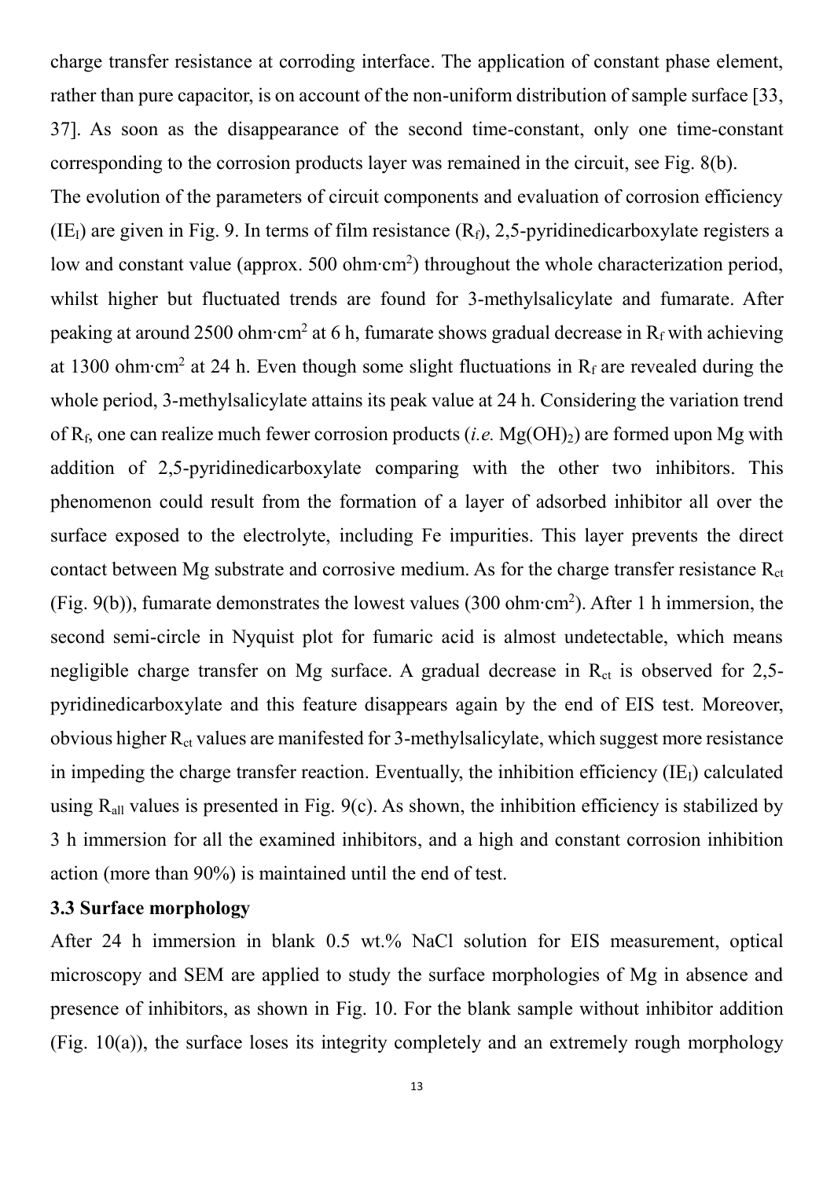charge transfer resistance at corroding interface. The application of constant phase element, rather than pure capacitor, is on account of the non-uniform distribution of sample surface [33, 37]. As soon as the disappearance of the second time-constant, only one time-constant corresponding to the corrosion products layer was remained in the circuit, see Fig. 8(b).

The evolution of the parameters of circuit components and evaluation of corrosion efficiency ($IE_I$) are given in Fig. 9. In terms of film resistance ($R_f$), 2,5-pyridinedicarboxylate registers a low and constant value (approx. 500 ohm·cm$^2$) throughout the whole characterization period, whilst higher but fluctuated trends are found for 3-methylsalicylate and fumarate. After peaking at around 2500 ohm·cm$^2$ at 6 h, fumarate shows gradual decrease in $R_f$ with achieving at 1300 ohm·cm$^2$ at 24 h. Even though some slight fluctuations in $R_f$ are revealed during the whole period, 3-methylsalicylate attains its peak value at 24 h. Considering the variation trend of $R_f$, one can realize much fewer corrosion products (*i.e.* $Mg(OH)_2$) are formed upon Mg with addition of 2,5-pyridinedicarboxylate comparing with the other two inhibitors. This phenomenon could result from the formation of a layer of adsorbed inhibitor all over the surface exposed to the electrolyte, including Fe impurities. This layer prevents the direct contact between Mg substrate and corrosive medium. As for the charge transfer resistance $R_{ct}$ (Fig. 9(b)), fumarate demonstrates the lowest values (300 ohm·cm$^2$). After 1 h immersion, the second semi-circle in Nyquist plot for fumaric acid is almost undetectable, which means negligible charge transfer on Mg surface. A gradual decrease in $R_{ct}$ is observed for 2,5-pyridinedicarboxylate and this feature disappears again by the end of EIS test. Moreover, obvious higher $R_{ct}$ values are manifested for 3-methylsalicylate, which suggest more resistance in impeding the charge transfer reaction. Eventually, the inhibition efficiency ($IE_I$) calculated using $R_{all}$ values is presented in Fig. 9(c). As shown, the inhibition efficiency is stabilized by 3 h immersion for all the examined inhibitors, and a high and constant corrosion inhibition action (more than 90%) is maintained until the end of test.

### 3.3 Surface morphology

After 24 h immersion in blank 0.5 wt.% NaCl solution for EIS measurement, optical microscopy and SEM are applied to study the surface morphologies of Mg in absence and presence of inhibitors, as shown in Fig. 10. For the blank sample without inhibitor addition (Fig. 10(a)), the surface loses its integrity completely and an extremely rough morphology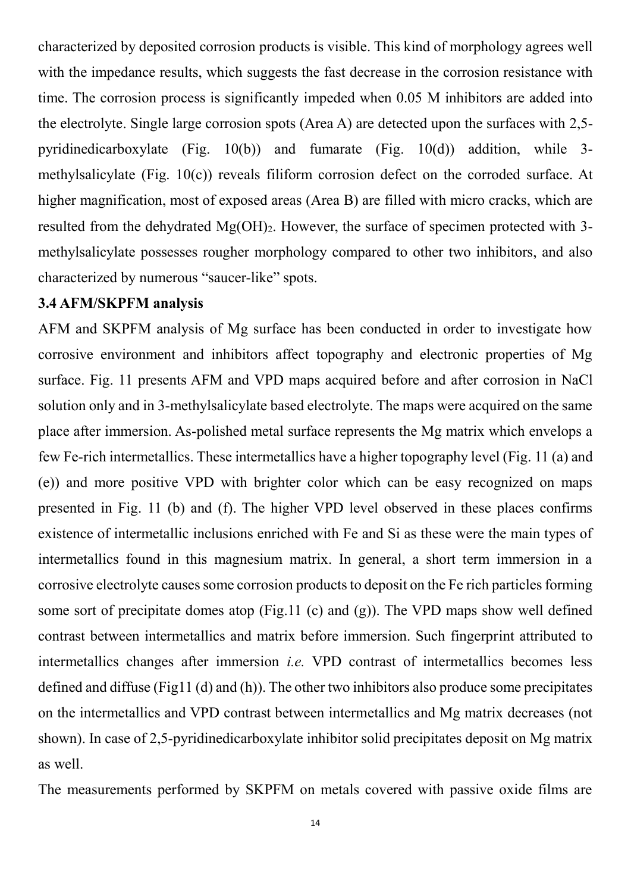characterized by deposited corrosion products is visible. This kind of morphology agrees well with the impedance results, which suggests the fast decrease in the corrosion resistance with time. The corrosion process is significantly impeded when 0.05 M inhibitors are added into the electrolyte. Single large corrosion spots (Area A) are detected upon the surfaces with 2,5-pyridinedicarboxylate (Fig. 10(b)) and fumarate (Fig. 10(d)) addition, while 3-methylsalicylate (Fig. 10(c)) reveals filiform corrosion defect on the corroded surface. At higher magnification, most of exposed areas (Area B) are filled with micro cracks, which are resulted from the dehydrated $Mg(OH)_2$. However, the surface of specimen protected with 3-methylsalicylate possesses rougher morphology compared to other two inhibitors, and also characterized by numerous "saucer-like" spots.

### 3.4 AFM/SKPFM analysis

AFM and SKPFM analysis of Mg surface has been conducted in order to investigate how corrosive environment and inhibitors affect topography and electronic properties of Mg surface. Fig. 11 presents AFM and VPD maps acquired before and after corrosion in NaCl solution only and in 3-methylsalicylate based electrolyte. The maps were acquired on the same place after immersion. As-polished metal surface represents the Mg matrix which envelops a few Fe-rich intermetallics. These intermetallics have a higher topography level (Fig. 11 (a) and (e)) and more positive VPD with brighter color which can be easy recognized on maps presented in Fig. 11 (b) and (f). The higher VPD level observed in these places confirms existence of intermetallic inclusions enriched with Fe and Si as these were the main types of intermetallics found in this magnesium matrix. In general, a short term immersion in a corrosive electrolyte causes some corrosion products to deposit on the Fe rich particles forming some sort of precipitate domes atop (Fig.11 (c) and (g)). The VPD maps show well defined contrast between intermetallics and matrix before immersion. Such fingerprint attributed to intermetallics changes after immersion *i.e.* VPD contrast of intermetallics becomes less defined and diffuse (Fig11 (d) and (h)). The other two inhibitors also produce some precipitates on the intermetallics and VPD contrast between intermetallics and Mg matrix decreases (not shown). In case of 2,5-pyridinedicarboxylate inhibitor solid precipitates deposit on Mg matrix as well.

The measurements performed by SKPFM on metals covered with passive oxide films are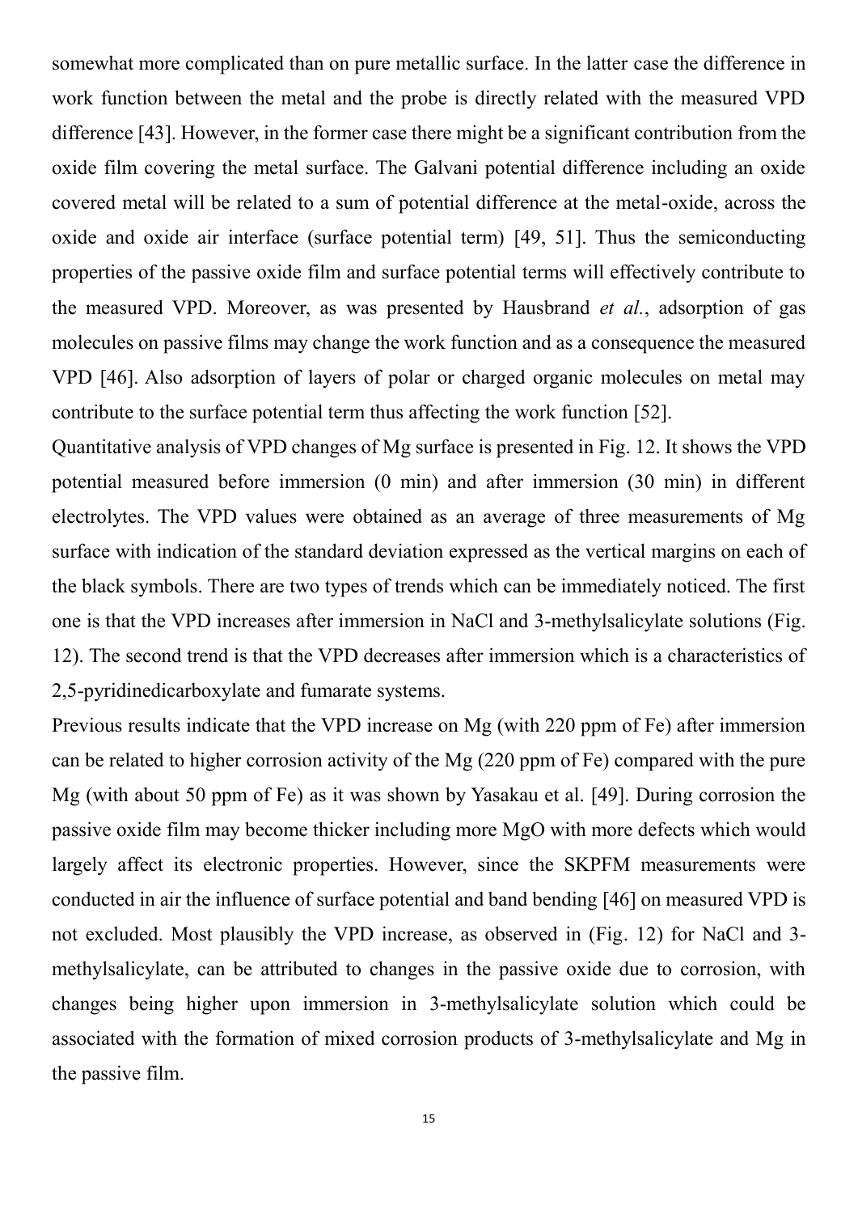somewhat more complicated than on pure metallic surface. In the latter case the difference in work function between the metal and the probe is directly related with the measured VPD difference [43]. However, in the former case there might be a significant contribution from the oxide film covering the metal surface. The Galvani potential difference including an oxide covered metal will be related to a sum of potential difference at the metal-oxide, across the oxide and oxide air interface (surface potential term) [49, 51]. Thus the semiconducting properties of the passive oxide film and surface potential terms will effectively contribute to the measured VPD. Moreover, as was presented by Hausbrand *et al.*, adsorption of gas molecules on passive films may change the work function and as a consequence the measured VPD [46]. Also adsorption of layers of polar or charged organic molecules on metal may contribute to the surface potential term thus affecting the work function [52].

Quantitative analysis of VPD changes of Mg surface is presented in Fig. 12. It shows the VPD potential measured before immersion (0 min) and after immersion (30 min) in different electrolytes. The VPD values were obtained as an average of three measurements of Mg surface with indication of the standard deviation expressed as the vertical margins on each of the black symbols. There are two types of trends which can be immediately noticed. The first one is that the VPD increases after immersion in NaCl and 3-methylsalicylate solutions (Fig. 12). The second trend is that the VPD decreases after immersion which is a characteristics of 2,5-pyridinedicarboxylate and fumarate systems.

Previous results indicate that the VPD increase on Mg (with 220 ppm of Fe) after immersion can be related to higher corrosion activity of the Mg (220 ppm of Fe) compared with the pure Mg (with about 50 ppm of Fe) as it was shown by Yasakau et al. [49]. During corrosion the passive oxide film may become thicker including more MgO with more defects which would largely affect its electronic properties. However, since the SKPFM measurements were conducted in air the influence of surface potential and band bending [46] on measured VPD is not excluded. Most plausibly the VPD increase, as observed in (Fig. 12) for NaCl and 3-methylsalicylate, can be attributed to changes in the passive oxide due to corrosion, with changes being higher upon immersion in 3-methylsalicylate solution which could be associated with the formation of mixed corrosion products of 3-methylsalicylate and Mg in the passive film.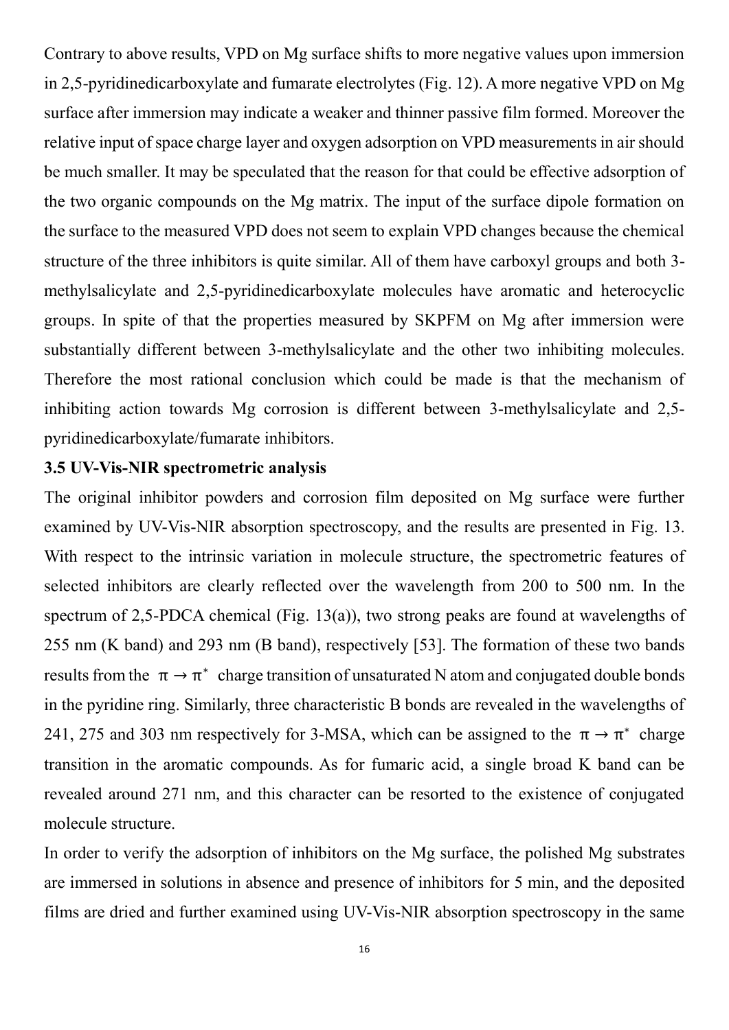Contrary to above results, VPD on Mg surface shifts to more negative values upon immersion in 2,5-pyridinedicarboxylate and fumarate electrolytes (Fig. 12). A more negative VPD on Mg surface after immersion may indicate a weaker and thinner passive film formed. Moreover the relative input of space charge layer and oxygen adsorption on VPD measurements in air should be much smaller. It may be speculated that the reason for that could be effective adsorption of the two organic compounds on the Mg matrix. The input of the surface dipole formation on the surface to the measured VPD does not seem to explain VPD changes because the chemical structure of the three inhibitors is quite similar. All of them have carboxyl groups and both 3-methylsalicylate and 2,5-pyridinedicarboxylate molecules have aromatic and heterocyclic groups. In spite of that the properties measured by SKPFM on Mg after immersion were substantially different between 3-methylsalicylate and the other two inhibiting molecules. Therefore the most rational conclusion which could be made is that the mechanism of inhibiting action towards Mg corrosion is different between 3-methylsalicylate and 2,5-pyridinedicarboxylate/fumarate inhibitors.

### 3.5 UV-Vis-NIR spectrometric analysis

The original inhibitor powders and corrosion film deposited on Mg surface were further examined by UV-Vis-NIR absorption spectroscopy, and the results are presented in Fig. 13. With respect to the intrinsic variation in molecule structure, the spectrometric features of selected inhibitors are clearly reflected over the wavelength from 200 to 500 nm. In the spectrum of 2,5-PDCA chemical (Fig. 13(a)), two strong peaks are found at wavelengths of 255 nm (K band) and 293 nm (B band), respectively [53]. The formation of these two bands results from the $\pi \rightarrow \pi^*$ charge transition of unsaturated N atom and conjugated double bonds in the pyridine ring. Similarly, three characteristic B bonds are revealed in the wavelengths of 241, 275 and 303 nm respectively for 3-MSA, which can be assigned to the $\pi \rightarrow \pi^*$ charge transition in the aromatic compounds. As for fumaric acid, a single broad K band can be revealed around 271 nm, and this character can be resorted to the existence of conjugated molecule structure.

In order to verify the adsorption of inhibitors on the Mg surface, the polished Mg substrates are immersed in solutions in absence and presence of inhibitors for 5 min, and the deposited films are dried and further examined using UV-Vis-NIR absorption spectroscopy in the same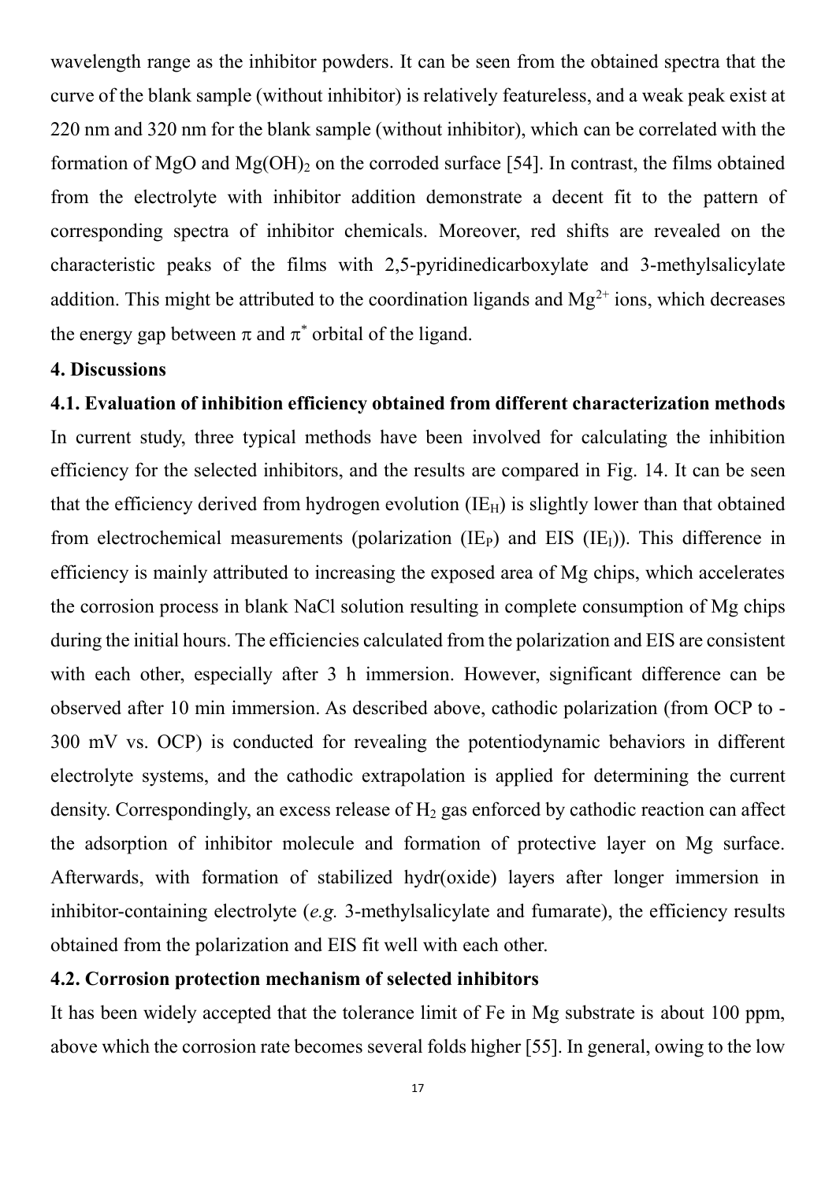wavelength range as the inhibitor powders. It can be seen from the obtained spectra that the curve of the blank sample (without inhibitor) is relatively featureless, and a weak peak exist at 220 nm and 320 nm for the blank sample (without inhibitor), which can be correlated with the formation of MgO and $Mg(OH)_2$ on the corroded surface [54]. In contrast, the films obtained from the electrolyte with inhibitor addition demonstrate a decent fit to the pattern of corresponding spectra of inhibitor chemicals. Moreover, red shifts are revealed on the characteristic peaks of the films with 2,5-pyridinedicarboxylate and 3-methylsalicylate addition. This might be attributed to the coordination ligands and $Mg^{2+}$ ions, which decreases the energy gap between $\pi$ and $\pi^*$ orbital of the ligand.

## 4. Discussions

### 4.1. Evaluation of inhibition efficiency obtained from different characterization methods

In current study, three typical methods have been involved for calculating the inhibition efficiency for the selected inhibitors, and the results are compared in Fig. 14. It can be seen that the efficiency derived from hydrogen evolution ($IE_H$) is slightly lower than that obtained from electrochemical measurements (polarization ($IE_P$) and EIS ($IE_I$)). This difference in efficiency is mainly attributed to increasing the exposed area of Mg chips, which accelerates the corrosion process in blank NaCl solution resulting in complete consumption of Mg chips during the initial hours. The efficiencies calculated from the polarization and EIS are consistent with each other, especially after 3 h immersion. However, significant difference can be observed after 10 min immersion. As described above, cathodic polarization (from OCP to -300 mV vs. OCP) is conducted for revealing the potentiodynamic behaviors in different electrolyte systems, and the cathodic extrapolation is applied for determining the current density. Correspondingly, an excess release of $H_2$ gas enforced by cathodic reaction can affect the adsorption of inhibitor molecule and formation of protective layer on Mg surface. Afterwards, with formation of stabilized hydr(oxide) layers after longer immersion in inhibitor-containing electrolyte (*e.g.* 3-methylsalicylate and fumarate), the efficiency results obtained from the polarization and EIS fit well with each other.

### 4.2. Corrosion protection mechanism of selected inhibitors

It has been widely accepted that the tolerance limit of Fe in Mg substrate is about 100 ppm, above which the corrosion rate becomes several folds higher [55]. In general, owing to the low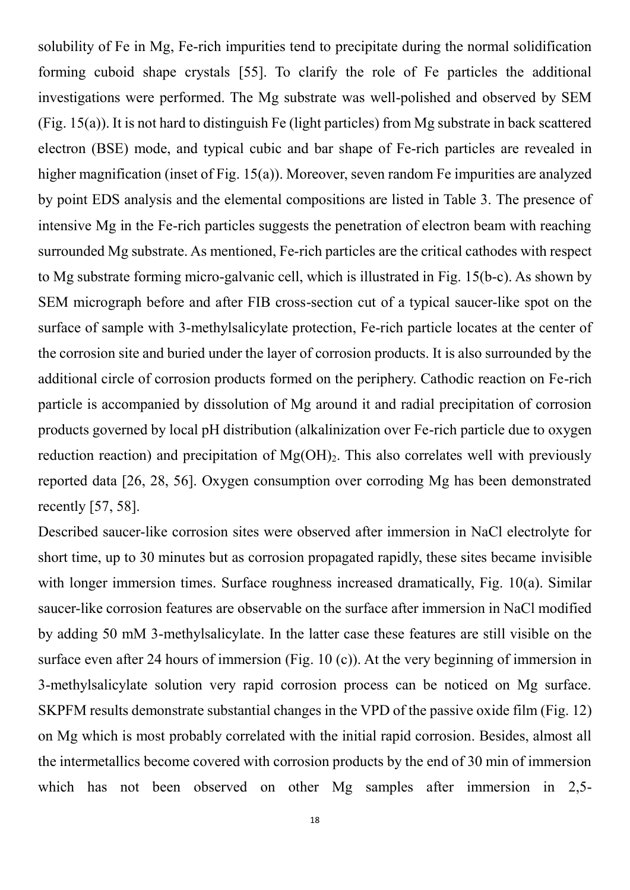solubility of Fe in Mg, Fe-rich impurities tend to precipitate during the normal solidification forming cuboid shape crystals [55]. To clarify the role of Fe particles the additional investigations were performed. The Mg substrate was well-polished and observed by SEM (Fig. 15(a)). It is not hard to distinguish Fe (light particles) from Mg substrate in back scattered electron (BSE) mode, and typical cubic and bar shape of Fe-rich particles are revealed in higher magnification (inset of Fig. 15(a)). Moreover, seven random Fe impurities are analyzed by point EDS analysis and the elemental compositions are listed in Table 3. The presence of intensive Mg in the Fe-rich particles suggests the penetration of electron beam with reaching surrounded Mg substrate. As mentioned, Fe-rich particles are the critical cathodes with respect to Mg substrate forming micro-galvanic cell, which is illustrated in Fig. 15(b-c). As shown by SEM micrograph before and after FIB cross-section cut of a typical saucer-like spot on the surface of sample with 3-methylsalicylate protection, Fe-rich particle locates at the center of the corrosion site and buried under the layer of corrosion products. It is also surrounded by the additional circle of corrosion products formed on the periphery. Cathodic reaction on Fe-rich particle is accompanied by dissolution of Mg around it and radial precipitation of corrosion products governed by local pH distribution (alkalinization over Fe-rich particle due to oxygen reduction reaction) and precipitation of $Mg(OH)_2$. This also correlates well with previously reported data [26, 28, 56]. Oxygen consumption over corroding Mg has been demonstrated recently [57, 58].

Described saucer-like corrosion sites were observed after immersion in NaCl electrolyte for short time, up to 30 minutes but as corrosion propagated rapidly, these sites became invisible with longer immersion times. Surface roughness increased dramatically, Fig. 10(a). Similar saucer-like corrosion features are observable on the surface after immersion in NaCl modified by adding 50 mM 3-methylsalicylate. In the latter case these features are still visible on the surface even after 24 hours of immersion (Fig. 10 (c)). At the very beginning of immersion in 3-methylsalicylate solution very rapid corrosion process can be noticed on Mg surface. SKPFM results demonstrate substantial changes in the VPD of the passive oxide film (Fig. 12) on Mg which is most probably correlated with the initial rapid corrosion. Besides, almost all the intermetallics become covered with corrosion products by the end of 30 min of immersion which has not been observed on other Mg samples after immersion in 2,5-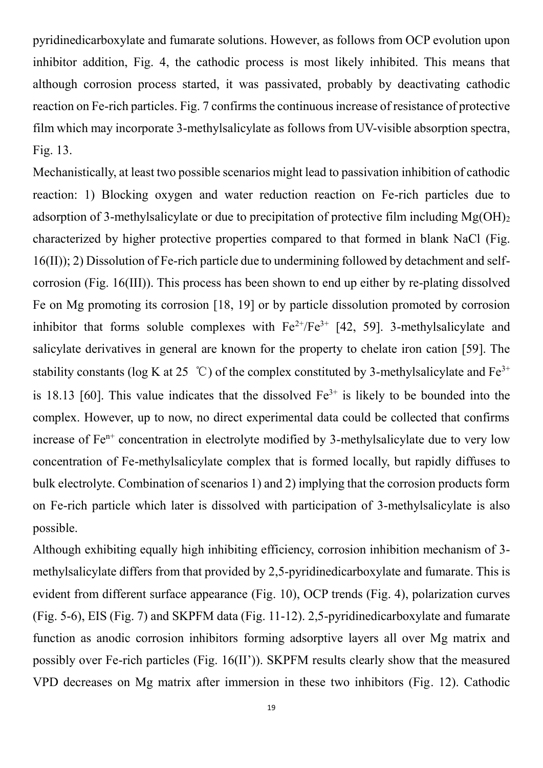pyridinedicarboxylate and fumarate solutions. However, as follows from OCP evolution upon inhibitor addition, Fig. 4, the cathodic process is most likely inhibited. This means that although corrosion process started, it was passivated, probably by deactivating cathodic reaction on Fe-rich particles. Fig. 7 confirms the continuous increase of resistance of protective film which may incorporate 3-methylsalicylate as follows from UV-visible absorption spectra, Fig. 13.

Mechanistically, at least two possible scenarios might lead to passivation inhibition of cathodic reaction: 1) Blocking oxygen and water reduction reaction on Fe-rich particles due to adsorption of 3-methylsalicylate or due to precipitation of protective film including $Mg(OH)_2$ characterized by higher protective properties compared to that formed in blank NaCl (Fig. 16(II)); 2) Dissolution of Fe-rich particle due to undermining followed by detachment and self-corrosion (Fig. 16(III)). This process has been shown to end up either by re-plating dissolved Fe on Mg promoting its corrosion [18, 19] or by particle dissolution promoted by corrosion inhibitor that forms soluble complexes with $Fe^{2+}/Fe^{3+}$ [42, 59]. 3-methylsalicylate and salicylate derivatives in general are known for the property to chelate iron cation [59]. The stability constants (log K at 25 ℃) of the complex constituted by 3-methylsalicylate and $Fe^{3+}$ is 18.13 [60]. This value indicates that the dissolved $Fe^{3+}$ is likely to be bounded into the complex. However, up to now, no direct experimental data could be collected that confirms increase of $Fe^{n+}$ concentration in electrolyte modified by 3-methylsalicylate due to very low concentration of Fe-methylsalicylate complex that is formed locally, but rapidly diffuses to bulk electrolyte. Combination of scenarios 1) and 2) implying that the corrosion products form on Fe-rich particle which later is dissolved with participation of 3-methylsalicylate is also possible.

Although exhibiting equally high inhibiting efficiency, corrosion inhibition mechanism of 3-methylsalicylate differs from that provided by 2,5-pyridinedicarboxylate and fumarate. This is evident from different surface appearance (Fig. 10), OCP trends (Fig. 4), polarization curves (Fig. 5-6), EIS (Fig. 7) and SKPFM data (Fig. 11-12). 2,5-pyridinedicarboxylate and fumarate function as anodic corrosion inhibitors forming adsorptive layers all over Mg matrix and possibly over Fe-rich particles (Fig. 16(II')). SKPFM results clearly show that the measured VPD decreases on Mg matrix after immersion in these two inhibitors (Fig. 12). Cathodic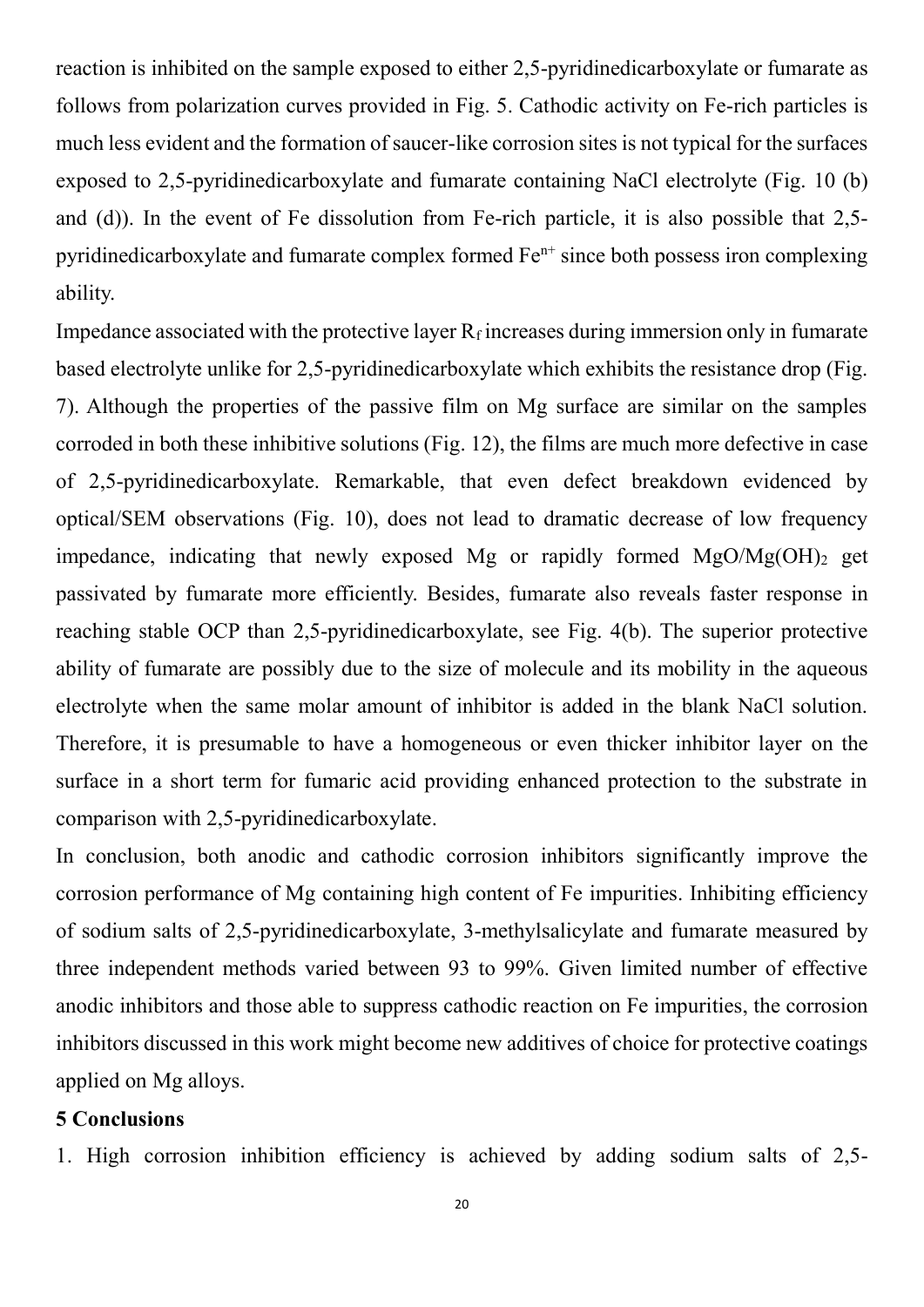reaction is inhibited on the sample exposed to either 2,5-pyridinedicarboxylate or fumarate as follows from polarization curves provided in Fig. 5. Cathodic activity on Fe-rich particles is much less evident and the formation of saucer-like corrosion sites is not typical for the surfaces exposed to 2,5-pyridinedicarboxylate and fumarate containing NaCl electrolyte (Fig. 10 (b) and (d)). In the event of Fe dissolution from Fe-rich particle, it is also possible that 2,5-pyridinedicarboxylate and fumarate complex formed $Fe^{n+}$ since both possess iron complexing ability.

Impedance associated with the protective layer $R_f$ increases during immersion only in fumarate based electrolyte unlike for 2,5-pyridinedicarboxylate which exhibits the resistance drop (Fig. 7). Although the properties of the passive film on Mg surface are similar on the samples corroded in both these inhibitive solutions (Fig. 12), the films are much more defective in case of 2,5-pyridinedicarboxylate. Remarkable, that even defect breakdown evidenced by optical/SEM observations (Fig. 10), does not lead to dramatic decrease of low frequency impedance, indicating that newly exposed Mg or rapidly formed $MgO/Mg(OH)_2$ get passivated by fumarate more efficiently. Besides, fumarate also reveals faster response in reaching stable OCP than 2,5-pyridinedicarboxylate, see Fig. 4(b). The superior protective ability of fumarate are possibly due to the size of molecule and its mobility in the aqueous electrolyte when the same molar amount of inhibitor is added in the blank NaCl solution. Therefore, it is presumable to have a homogeneous or even thicker inhibitor layer on the surface in a short term for fumaric acid providing enhanced protection to the substrate in comparison with 2,5-pyridinedicarboxylate.

In conclusion, both anodic and cathodic corrosion inhibitors significantly improve the corrosion performance of Mg containing high content of Fe impurities. Inhibiting efficiency of sodium salts of 2,5-pyridinedicarboxylate, 3-methylsalicylate and fumarate measured by three independent methods varied between 93 to 99%. Given limited number of effective anodic inhibitors and those able to suppress cathodic reaction on Fe impurities, the corrosion inhibitors discussed in this work might become new additives of choice for protective coatings applied on Mg alloys.

## 5 Conclusions

1. High corrosion inhibition efficiency is achieved by adding sodium salts of 2,5-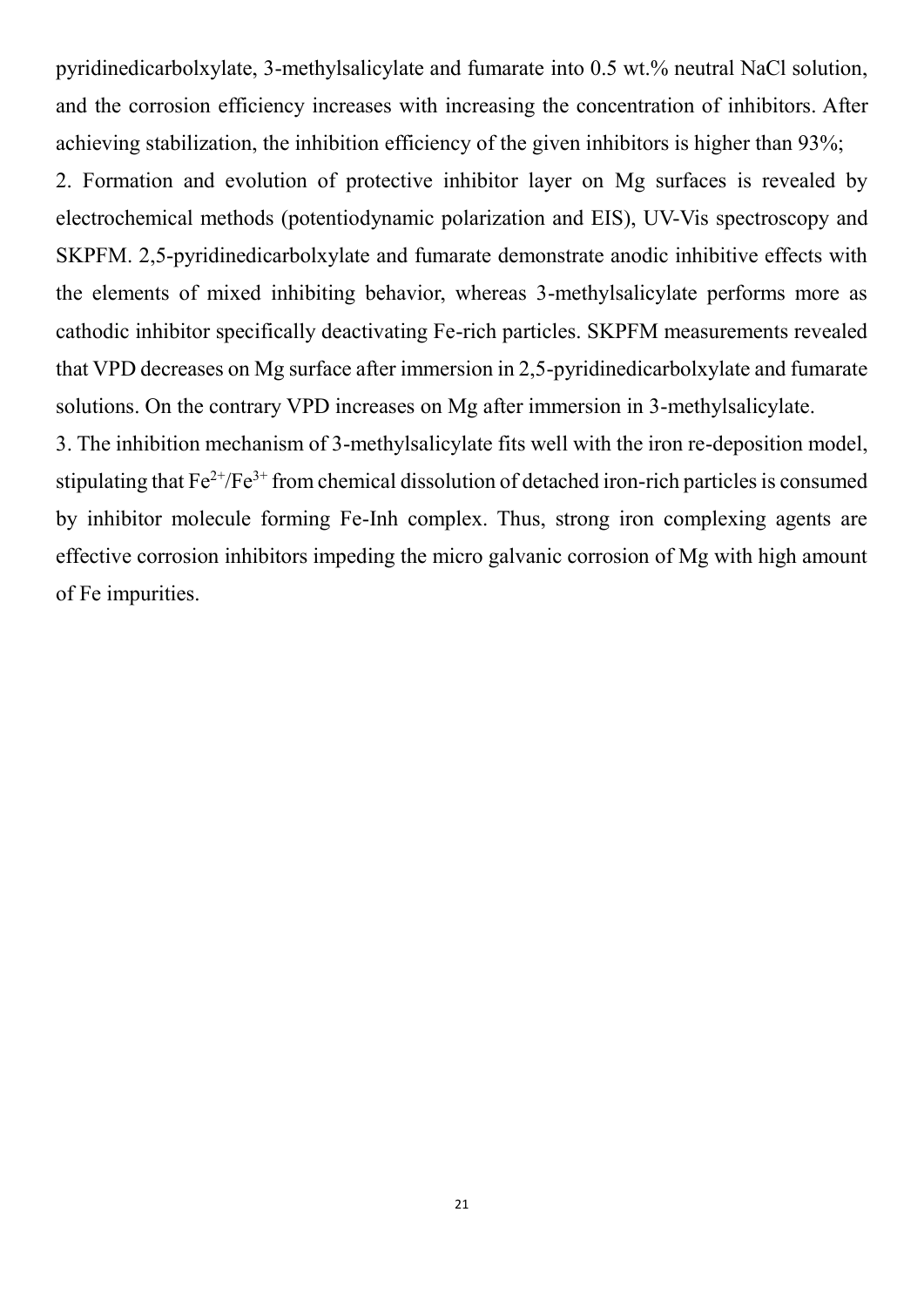pyridinedicarbolxylate, 3-methylsalicylate and fumarate into 0.5 wt.% neutral NaCl solution, and the corrosion efficiency increases with increasing the concentration of inhibitors. After achieving stabilization, the inhibition efficiency of the given inhibitors is higher than 93%;

2. Formation and evolution of protective inhibitor layer on Mg surfaces is revealed by electrochemical methods (potentiodynamic polarization and EIS), UV-Vis spectroscopy and SKPFM. 2,5-pyridinedicarbolxylate and fumarate demonstrate anodic inhibitive effects with the elements of mixed inhibiting behavior, whereas 3-methylsalicylate performs more as cathodic inhibitor specifically deactivating Fe-rich particles. SKPFM measurements revealed that VPD decreases on Mg surface after immersion in 2,5-pyridinedicarbolxylate and fumarate solutions. On the contrary VPD increases on Mg after immersion in 3-methylsalicylate.

3. The inhibition mechanism of 3-methylsalicylate fits well with the iron re-deposition model, stipulating that $Fe^{2+}$/$Fe^{3+}$ from chemical dissolution of detached iron-rich particles is consumed by inhibitor molecule forming Fe-Inh complex. Thus, strong iron complexing agents are effective corrosion inhibitors impeding the micro galvanic corrosion of Mg with high amount of Fe impurities.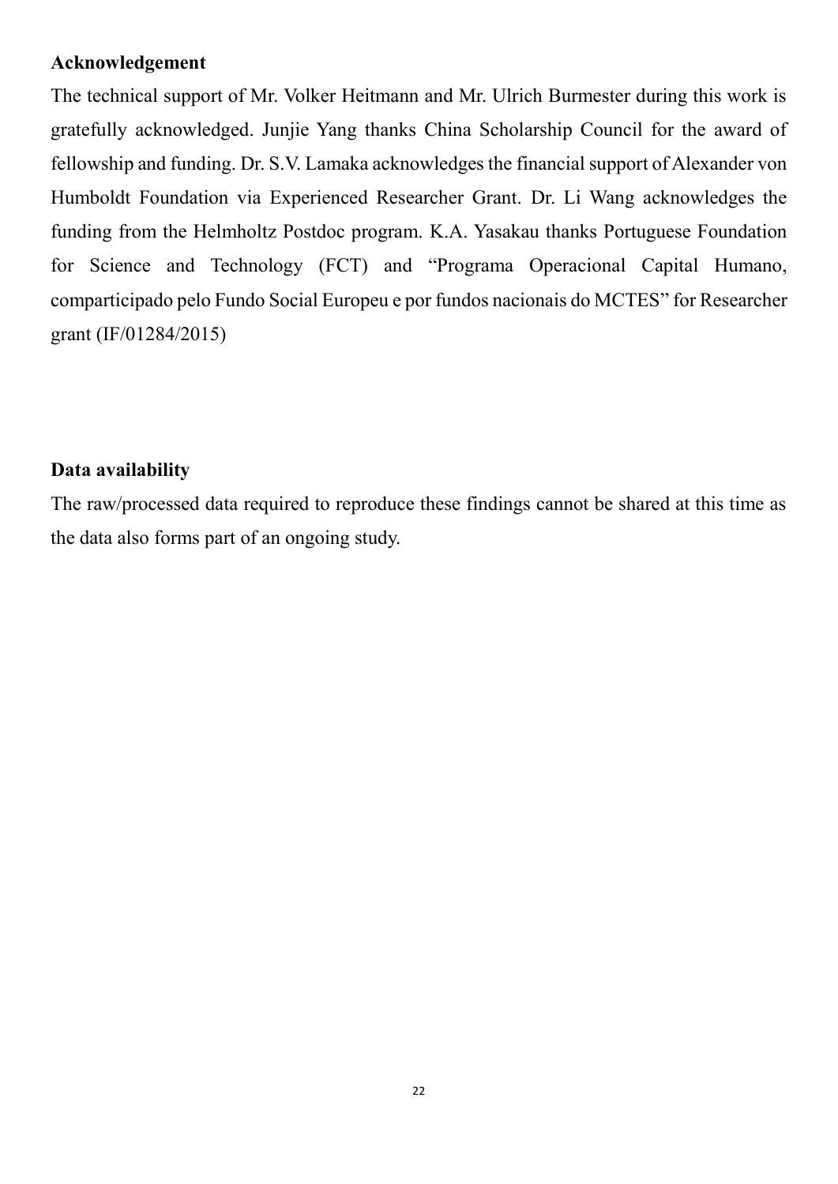## Acknowledgement

The technical support of Mr. Volker Heitmann and Mr. Ulrich Burmester during this work is gratefully acknowledged. Junjie Yang thanks China Scholarship Council for the award of fellowship and funding. Dr. S.V. Lamaka acknowledges the financial support of Alexander von Humboldt Foundation via Experienced Researcher Grant. Dr. Li Wang acknowledges the funding from the Helmholtz Postdoc program. K.A. Yasakau thanks Portuguese Foundation for Science and Technology (FCT) and "Programa Operacional Capital Humano, comparticipado pelo Fundo Social Europeu e por fundos nacionais do MCTES" for Researcher grant (IF/01284/2015)

## Data availability

The raw/processed data required to reproduce these findings cannot be shared at this time as the data also forms part of an ongoing study.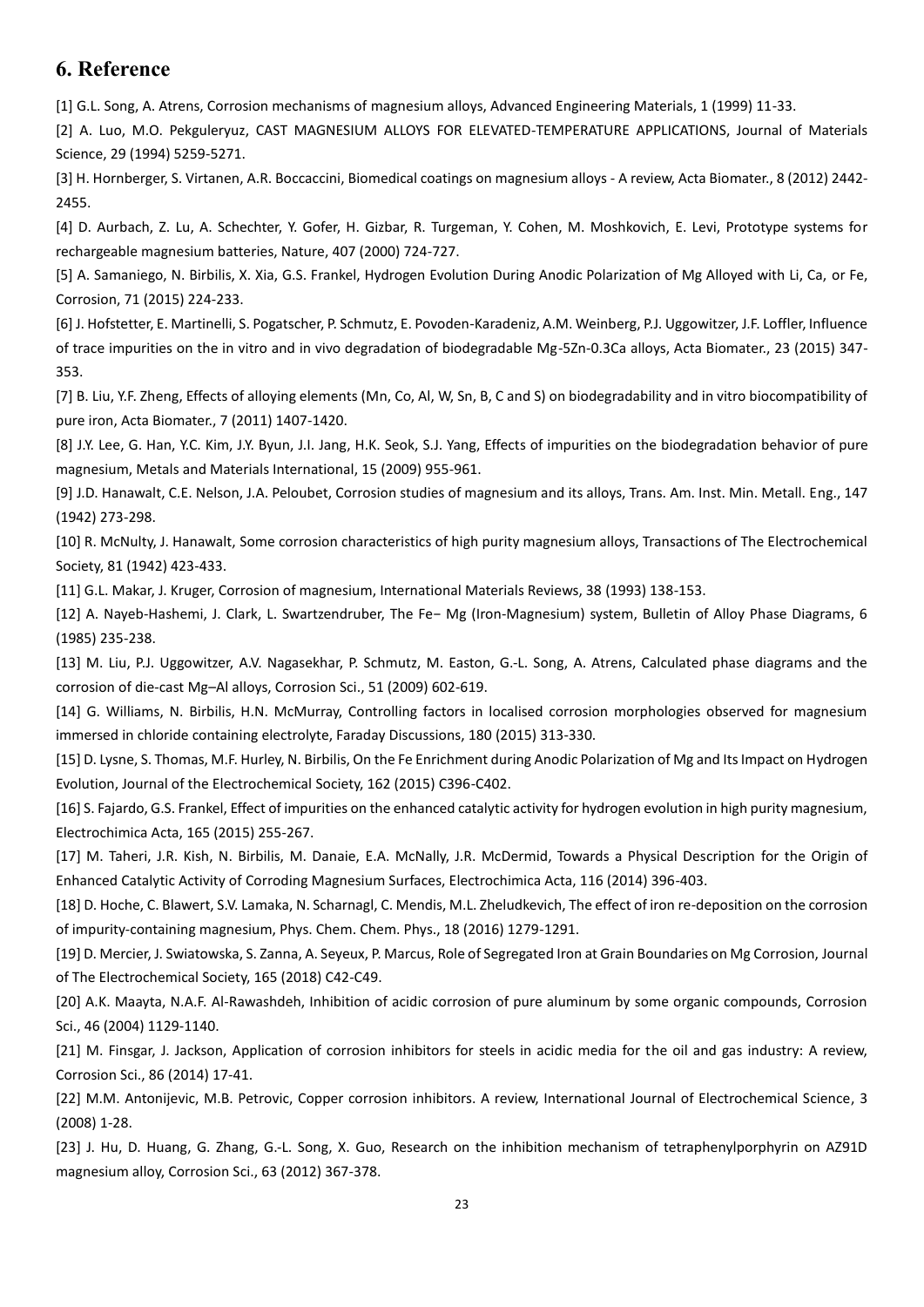## 6. Reference

[1] G.L. Song, A. Atrens, Corrosion mechanisms of magnesium alloys, Advanced Engineering Materials, 1 (1999) 11-33.

[2] A. Luo, M.O. Pekguleryuz, CAST MAGNESIUM ALLOYS FOR ELEVATED-TEMPERATURE APPLICATIONS, Journal of Materials Science, 29 (1994) 5259-5271.

[3] H. Hornberger, S. Virtanen, A.R. Boccaccini, Biomedical coatings on magnesium alloys - A review, Acta Biomater., 8 (2012) 2442-2455.

[4] D. Aurbach, Z. Lu, A. Schechter, Y. Gofer, H. Gizbar, R. Turgeman, Y. Cohen, M. Moshkovich, E. Levi, Prototype systems for rechargeable magnesium batteries, Nature, 407 (2000) 724-727.

[5] A. Samaniego, N. Birbilis, X. Xia, G.S. Frankel, Hydrogen Evolution During Anodic Polarization of Mg Alloyed with Li, Ca, or Fe, Corrosion, 71 (2015) 224-233.

[6] J. Hofstetter, E. Martinelli, S. Pogatscher, P. Schmutz, E. Povoden-Karadeniz, A.M. Weinberg, P.J. Uggowitzer, J.F. Loffler, Influence of trace impurities on the in vitro and in vivo degradation of biodegradable Mg-5Zn-0.3Ca alloys, Acta Biomater., 23 (2015) 347-353.

[7] B. Liu, Y.F. Zheng, Effects of alloying elements (Mn, Co, Al, W, Sn, B, C and S) on biodegradability and in vitro biocompatibility of pure iron, Acta Biomater., 7 (2011) 1407-1420.

[8] J.Y. Lee, G. Han, Y.C. Kim, J.Y. Byun, J.I. Jang, H.K. Seok, S.J. Yang, Effects of impurities on the biodegradation behavior of pure magnesium, Metals and Materials International, 15 (2009) 955-961.

[9] J.D. Hanawalt, C.E. Nelson, J.A. Peloubet, Corrosion studies of magnesium and its alloys, Trans. Am. Inst. Min. Metall. Eng., 147 (1942) 273-298.

[10] R. McNulty, J. Hanawalt, Some corrosion characteristics of high purity magnesium alloys, Transactions of The Electrochemical Society, 81 (1942) 423-433.

[11] G.L. Makar, J. Kruger, Corrosion of magnesium, International Materials Reviews, 38 (1993) 138-153.

[12] A. Nayeb-Hashemi, J. Clark, L. Swartzendruber, The Fe− Mg (Iron-Magnesium) system, Bulletin of Alloy Phase Diagrams, 6 (1985) 235-238.

[13] M. Liu, P.J. Uggowitzer, A.V. Nagasekhar, P. Schmutz, M. Easton, G.-L. Song, A. Atrens, Calculated phase diagrams and the corrosion of die-cast Mg–Al alloys, Corrosion Sci., 51 (2009) 602-619.

[14] G. Williams, N. Birbilis, H.N. McMurray, Controlling factors in localised corrosion morphologies observed for magnesium immersed in chloride containing electrolyte, Faraday Discussions, 180 (2015) 313-330.

[15] D. Lysne, S. Thomas, M.F. Hurley, N. Birbilis, On the Fe Enrichment during Anodic Polarization of Mg and Its Impact on Hydrogen Evolution, Journal of the Electrochemical Society, 162 (2015) C396-C402.

[16] S. Fajardo, G.S. Frankel, Effect of impurities on the enhanced catalytic activity for hydrogen evolution in high purity magnesium, Electrochimica Acta, 165 (2015) 255-267.

[17] M. Taheri, J.R. Kish, N. Birbilis, M. Danaie, E.A. McNally, J.R. McDermid, Towards a Physical Description for the Origin of Enhanced Catalytic Activity of Corroding Magnesium Surfaces, Electrochimica Acta, 116 (2014) 396-403.

[18] D. Hoche, C. Blawert, S.V. Lamaka, N. Scharnagl, C. Mendis, M.L. Zheludkevich, The effect of iron re-deposition on the corrosion of impurity-containing magnesium, Phys. Chem. Chem. Phys., 18 (2016) 1279-1291.

[19] D. Mercier, J. Swiatowska, S. Zanna, A. Seyeux, P. Marcus, Role of Segregated Iron at Grain Boundaries on Mg Corrosion, Journal of The Electrochemical Society, 165 (2018) C42-C49.

[20] A.K. Maayta, N.A.F. Al-Rawashdeh, Inhibition of acidic corrosion of pure aluminum by some organic compounds, Corrosion Sci., 46 (2004) 1129-1140.

[21] M. Finsgar, J. Jackson, Application of corrosion inhibitors for steels in acidic media for the oil and gas industry: A review, Corrosion Sci., 86 (2014) 17-41.

[22] M.M. Antonijevic, M.B. Petrovic, Copper corrosion inhibitors. A review, International Journal of Electrochemical Science, 3 (2008) 1-28.

[23] J. Hu, D. Huang, G. Zhang, G.-L. Song, X. Guo, Research on the inhibition mechanism of tetraphenylporphyrin on AZ91D magnesium alloy, Corrosion Sci., 63 (2012) 367-378.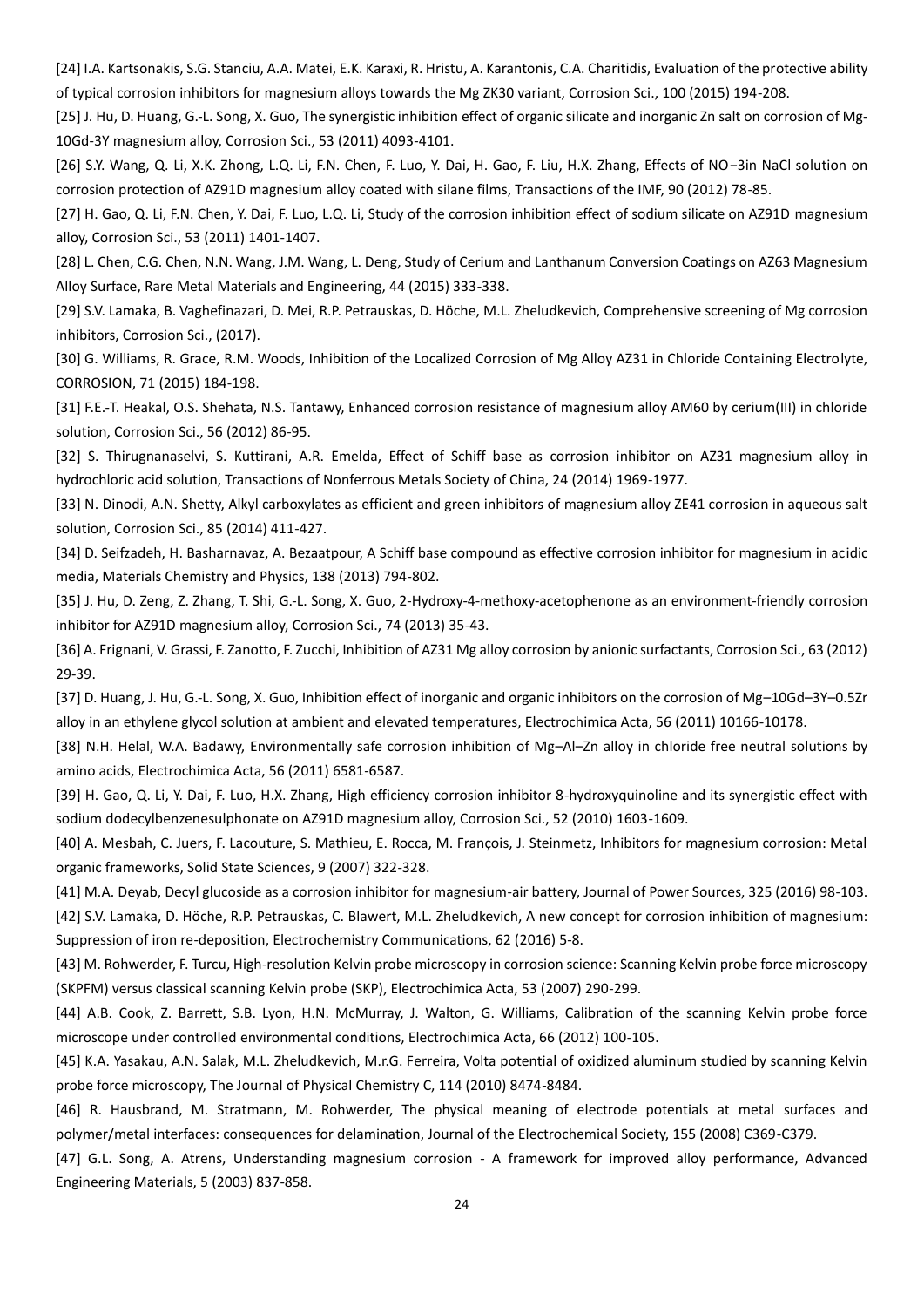[24] I.A. Kartsonakis, S.G. Stanciu, A.A. Matei, E.K. Karaxi, R. Hristu, A. Karantonis, C.A. Charitidis, Evaluation of the protective ability of typical corrosion inhibitors for magnesium alloys towards the Mg ZK30 variant, Corrosion Sci., 100 (2015) 194-208.

[25] J. Hu, D. Huang, G.-L. Song, X. Guo, The synergistic inhibition effect of organic silicate and inorganic Zn salt on corrosion of Mg-10Gd-3Y magnesium alloy, Corrosion Sci., 53 (2011) 4093-4101.

[26] S.Y. Wang, Q. Li, X.K. Zhong, L.Q. Li, F.N. Chen, F. Luo, Y. Dai, H. Gao, F. Liu, H.X. Zhang, Effects of NO−3in NaCl solution on corrosion protection of AZ91D magnesium alloy coated with silane films, Transactions of the IMF, 90 (2012) 78-85.

[27] H. Gao, Q. Li, F.N. Chen, Y. Dai, F. Luo, L.Q. Li, Study of the corrosion inhibition effect of sodium silicate on AZ91D magnesium alloy, Corrosion Sci., 53 (2011) 1401-1407.

[28] L. Chen, C.G. Chen, N.N. Wang, J.M. Wang, L. Deng, Study of Cerium and Lanthanum Conversion Coatings on AZ63 Magnesium Alloy Surface, Rare Metal Materials and Engineering, 44 (2015) 333-338.

[29] S.V. Lamaka, B. Vaghefinazari, D. Mei, R.P. Petrauskas, D. Höche, M.L. Zheludkevich, Comprehensive screening of Mg corrosion inhibitors, Corrosion Sci., (2017).

[30] G. Williams, R. Grace, R.M. Woods, Inhibition of the Localized Corrosion of Mg Alloy AZ31 in Chloride Containing Electrolyte, CORROSION, 71 (2015) 184-198.

[31] F.E.-T. Heakal, O.S. Shehata, N.S. Tantawy, Enhanced corrosion resistance of magnesium alloy AM60 by cerium(III) in chloride solution, Corrosion Sci., 56 (2012) 86-95.

[32] S. Thirugnanaselvi, S. Kuttirani, A.R. Emelda, Effect of Schiff base as corrosion inhibitor on AZ31 magnesium alloy in hydrochloric acid solution, Transactions of Nonferrous Metals Society of China, 24 (2014) 1969-1977.

[33] N. Dinodi, A.N. Shetty, Alkyl carboxylates as efficient and green inhibitors of magnesium alloy ZE41 corrosion in aqueous salt solution, Corrosion Sci., 85 (2014) 411-427.

[34] D. Seifzadeh, H. Basharnavaz, A. Bezaatpour, A Schiff base compound as effective corrosion inhibitor for magnesium in acidic media, Materials Chemistry and Physics, 138 (2013) 794-802.

[35] J. Hu, D. Zeng, Z. Zhang, T. Shi, G.-L. Song, X. Guo, 2-Hydroxy-4-methoxy-acetophenone as an environment-friendly corrosion inhibitor for AZ91D magnesium alloy, Corrosion Sci., 74 (2013) 35-43.

[36] A. Frignani, V. Grassi, F. Zanotto, F. Zucchi, Inhibition of AZ31 Mg alloy corrosion by anionic surfactants, Corrosion Sci., 63 (2012) 29-39.

[37] D. Huang, J. Hu, G.-L. Song, X. Guo, Inhibition effect of inorganic and organic inhibitors on the corrosion of Mg–10Gd–3Y–0.5Zr alloy in an ethylene glycol solution at ambient and elevated temperatures, Electrochimica Acta, 56 (2011) 10166-10178.

[38] N.H. Helal, W.A. Badawy, Environmentally safe corrosion inhibition of Mg–Al–Zn alloy in chloride free neutral solutions by amino acids, Electrochimica Acta, 56 (2011) 6581-6587.

[39] H. Gao, Q. Li, Y. Dai, F. Luo, H.X. Zhang, High efficiency corrosion inhibitor 8-hydroxyquinoline and its synergistic effect with sodium dodecylbenzenesulphonate on AZ91D magnesium alloy, Corrosion Sci., 52 (2010) 1603-1609.

[40] A. Mesbah, C. Juers, F. Lacouture, S. Mathieu, E. Rocca, M. François, J. Steinmetz, Inhibitors for magnesium corrosion: Metal organic frameworks, Solid State Sciences, 9 (2007) 322-328.

[41] M.A. Deyab, Decyl glucoside as a corrosion inhibitor for magnesium-air battery, Journal of Power Sources, 325 (2016) 98-103.

[42] S.V. Lamaka, D. Höche, R.P. Petrauskas, C. Blawert, M.L. Zheludkevich, A new concept for corrosion inhibition of magnesium: Suppression of iron re-deposition, Electrochemistry Communications, 62 (2016) 5-8.

[43] M. Rohwerder, F. Turcu, High-resolution Kelvin probe microscopy in corrosion science: Scanning Kelvin probe force microscopy (SKPFM) versus classical scanning Kelvin probe (SKP), Electrochimica Acta, 53 (2007) 290-299.

[44] A.B. Cook, Z. Barrett, S.B. Lyon, H.N. McMurray, J. Walton, G. Williams, Calibration of the scanning Kelvin probe force microscope under controlled environmental conditions, Electrochimica Acta, 66 (2012) 100-105.

[45] K.A. Yasakau, A.N. Salak, M.L. Zheludkevich, M.r.G. Ferreira, Volta potential of oxidized aluminum studied by scanning Kelvin probe force microscopy, The Journal of Physical Chemistry C, 114 (2010) 8474-8484.

[46] R. Hausbrand, M. Stratmann, M. Rohwerder, The physical meaning of electrode potentials at metal surfaces and polymer/metal interfaces: consequences for delamination, Journal of the Electrochemical Society, 155 (2008) C369-C379.

[47] G.L. Song, A. Atrens, Understanding magnesium corrosion - A framework for improved alloy performance, Advanced Engineering Materials, 5 (2003) 837-858.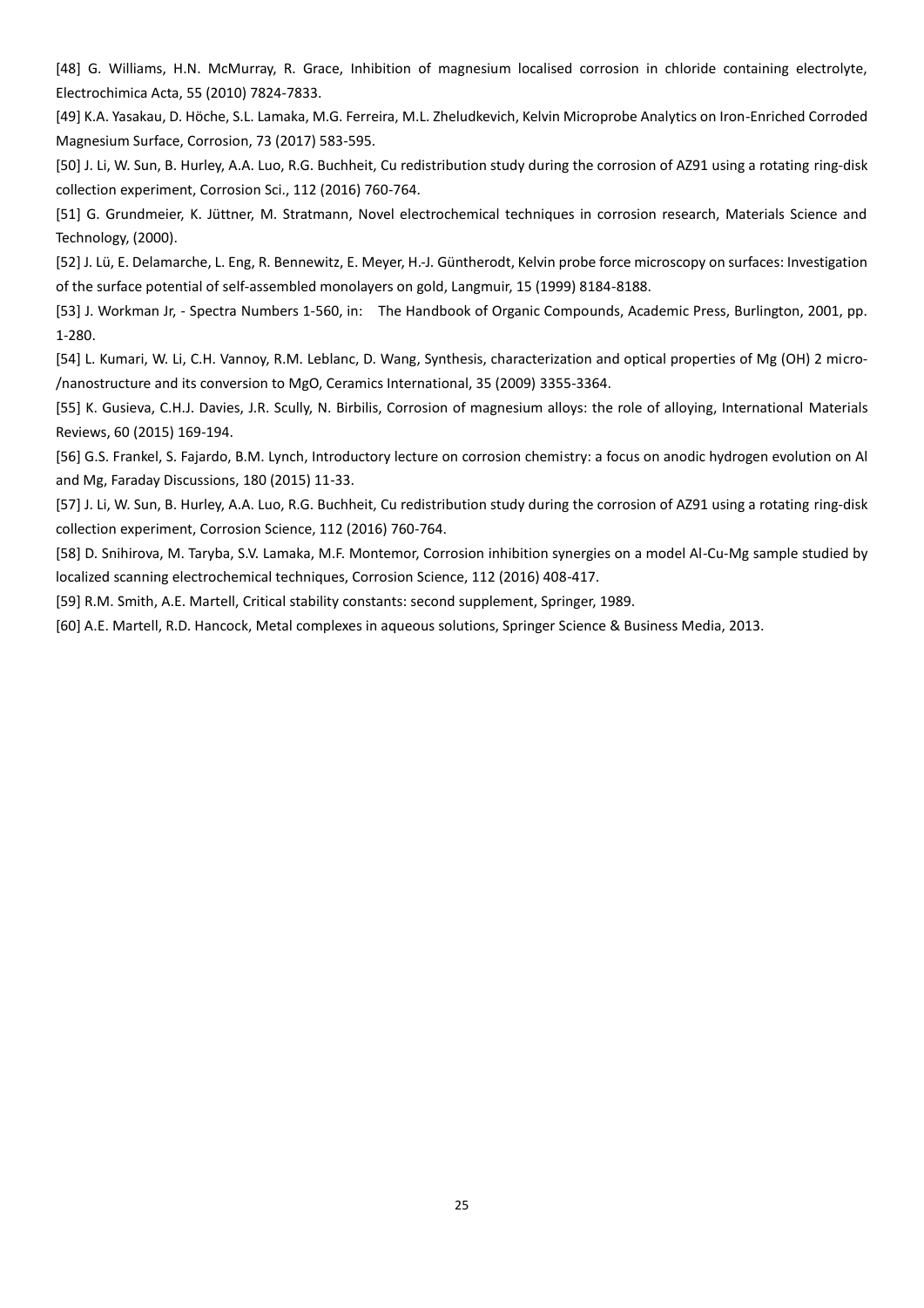[48] G. Williams, H.N. McMurray, R. Grace, Inhibition of magnesium localised corrosion in chloride containing electrolyte, Electrochimica Acta, 55 (2010) 7824-7833.

[49] K.A. Yasakau, D. Höche, S.L. Lamaka, M.G. Ferreira, M.L. Zheludkevich, Kelvin Microprobe Analytics on Iron-Enriched Corroded Magnesium Surface, Corrosion, 73 (2017) 583-595.

[50] J. Li, W. Sun, B. Hurley, A.A. Luo, R.G. Buchheit, Cu redistribution study during the corrosion of AZ91 using a rotating ring-disk collection experiment, Corrosion Sci., 112 (2016) 760-764.

[51] G. Grundmeier, K. Jüttner, M. Stratmann, Novel electrochemical techniques in corrosion research, Materials Science and Technology, (2000).

[52] J. Lü, E. Delamarche, L. Eng, R. Bennewitz, E. Meyer, H.-J. Güntherodt, Kelvin probe force microscopy on surfaces: Investigation of the surface potential of self-assembled monolayers on gold, Langmuir, 15 (1999) 8184-8188.

[53] J. Workman Jr, - Spectra Numbers 1-560, in: The Handbook of Organic Compounds, Academic Press, Burlington, 2001, pp. 1-280.

[54] L. Kumari, W. Li, C.H. Vannoy, R.M. Leblanc, D. Wang, Synthesis, characterization and optical properties of Mg (OH) 2 micro-/nanostructure and its conversion to MgO, Ceramics International, 35 (2009) 3355-3364.

[55] K. Gusieva, C.H.J. Davies, J.R. Scully, N. Birbilis, Corrosion of magnesium alloys: the role of alloying, International Materials Reviews, 60 (2015) 169-194.

[56] G.S. Frankel, S. Fajardo, B.M. Lynch, Introductory lecture on corrosion chemistry: a focus on anodic hydrogen evolution on Al and Mg, Faraday Discussions, 180 (2015) 11-33.

[57] J. Li, W. Sun, B. Hurley, A.A. Luo, R.G. Buchheit, Cu redistribution study during the corrosion of AZ91 using a rotating ring-disk collection experiment, Corrosion Science, 112 (2016) 760-764.

[58] D. Snihirova, M. Taryba, S.V. Lamaka, M.F. Montemor, Corrosion inhibition synergies on a model Al-Cu-Mg sample studied by localized scanning electrochemical techniques, Corrosion Science, 112 (2016) 408-417.

[59] R.M. Smith, A.E. Martell, Critical stability constants: second supplement, Springer, 1989.

[60] A.E. Martell, R.D. Hancock, Metal complexes in aqueous solutions, Springer Science & Business Media, 2013.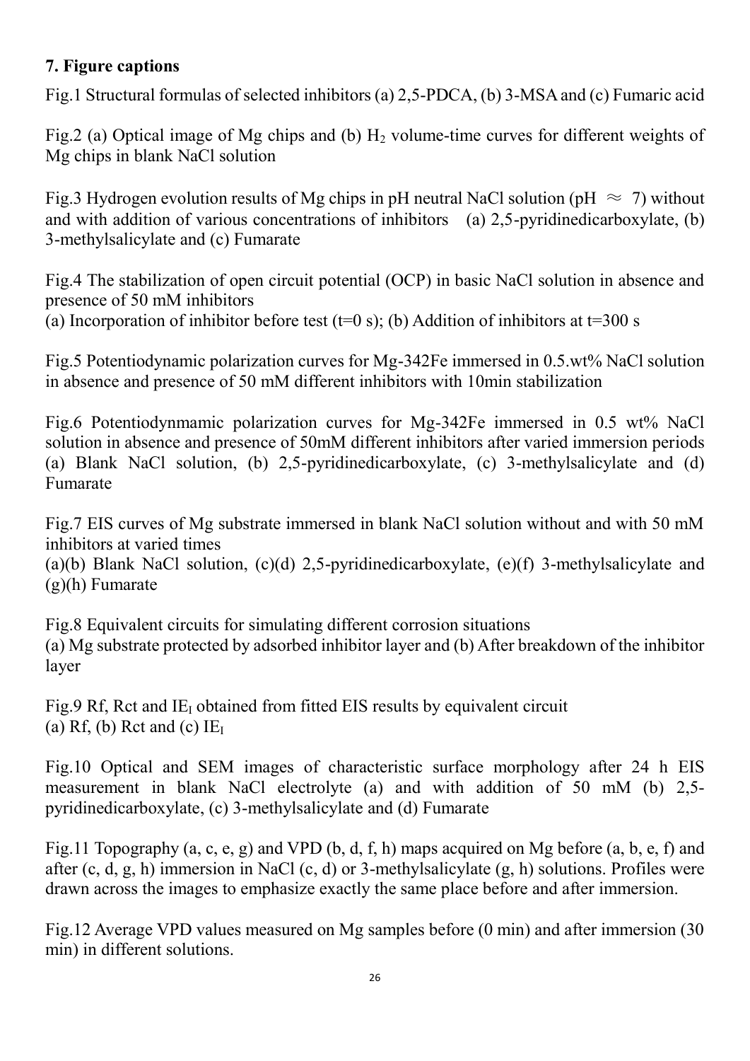## 7. Figure captions

Fig.1 Structural formulas of selected inhibitors (a) 2,5-PDCA, (b) 3-MSA and (c) Fumaric acid

Fig.2 (a) Optical image of Mg chips and (b) $H_2$ volume-time curves for different weights of Mg chips in blank NaCl solution

Fig.3 Hydrogen evolution results of Mg chips in pH neutral NaCl solution (pH $\approx$ 7) without and with addition of various concentrations of inhibitors (a) 2,5-pyridinedicarboxylate, (b) 3-methylsalicylate and (c) Fumarate

Fig.4 The stabilization of open circuit potential (OCP) in basic NaCl solution in absence and presence of 50 mM inhibitors
(a) Incorporation of inhibitor before test (t=0 s); (b) Addition of inhibitors at t=300 s

Fig.5 Potentiodynamic polarization curves for Mg-342Fe immersed in 0.5.wt% NaCl solution in absence and presence of 50 mM different inhibitors with 10min stabilization

Fig.6 Potentiodynmamic polarization curves for Mg-342Fe immersed in 0.5 wt% NaCl solution in absence and presence of 50mM different inhibitors after varied immersion periods (a) Blank NaCl solution, (b) 2,5-pyridinedicarboxylate, (c) 3-methylsalicylate and (d) Fumarate

Fig.7 EIS curves of Mg substrate immersed in blank NaCl solution without and with 50 mM inhibitors at varied times
(a)(b) Blank NaCl solution, (c)(d) 2,5-pyridinedicarboxylate, (e)(f) 3-methylsalicylate and (g)(h) Fumarate

Fig.8 Equivalent circuits for simulating different corrosion situations
(a) Mg substrate protected by adsorbed inhibitor layer and (b) After breakdown of the inhibitor layer

Fig.9 Rf, Rct and $IE_I$ obtained from fitted EIS results by equivalent circuit
(a) Rf, (b) Rct and (c) $IE_I$

Fig.10 Optical and SEM images of characteristic surface morphology after 24 h EIS measurement in blank NaCl electrolyte (a) and with addition of 50 mM (b) 2,5-pyridinedicarboxylate, (c) 3-methylsalicylate and (d) Fumarate

Fig.11 Topography (a, c, e, g) and VPD (b, d, f, h) maps acquired on Mg before (a, b, e, f) and after (c, d, g, h) immersion in NaCl (c, d) or 3-methylsalicylate (g, h) solutions. Profiles were drawn across the images to emphasize exactly the same place before and after immersion.

Fig.12 Average VPD values measured on Mg samples before (0 min) and after immersion (30 min) in different solutions.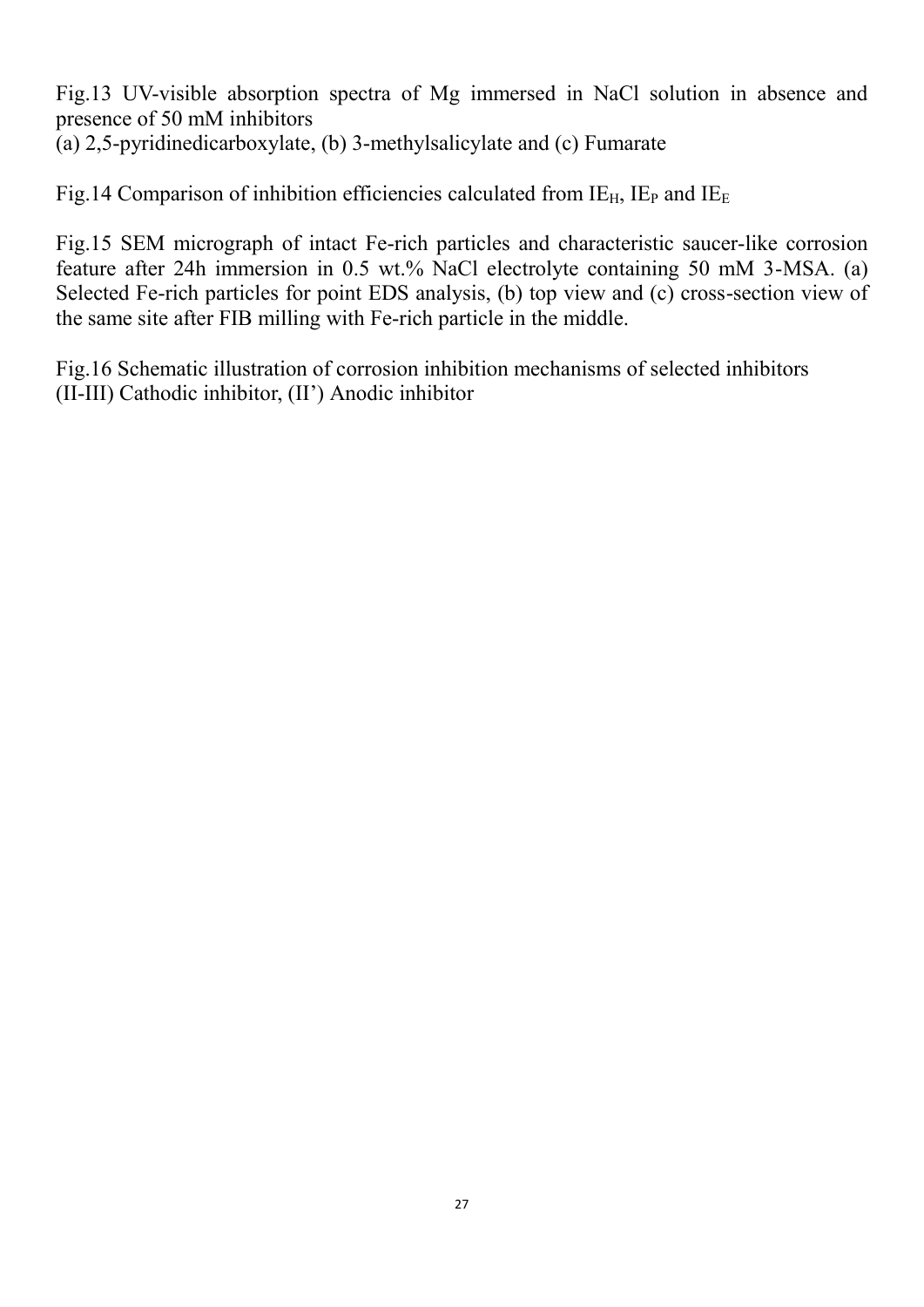Fig.13 UV-visible absorption spectra of Mg immersed in NaCl solution in absence and presence of 50 mM inhibitors
(a) 2,5-pyridinedicarboxylate, (b) 3-methylsalicylate and (c) Fumarate

Fig.14 Comparison of inhibition efficiencies calculated from $IE_H$, $IE_P$ and $IE_E$

Fig.15 SEM micrograph of intact Fe-rich particles and characteristic saucer-like corrosion feature after 24h immersion in 0.5 wt.% NaCl electrolyte containing 50 mM 3-MSA. (a) Selected Fe-rich particles for point EDS analysis, (b) top view and (c) cross-section view of the same site after FIB milling with Fe-rich particle in the middle.

Fig.16 Schematic illustration of corrosion inhibition mechanisms of selected inhibitors
(II-III) Cathodic inhibitor, (II') Anodic inhibitor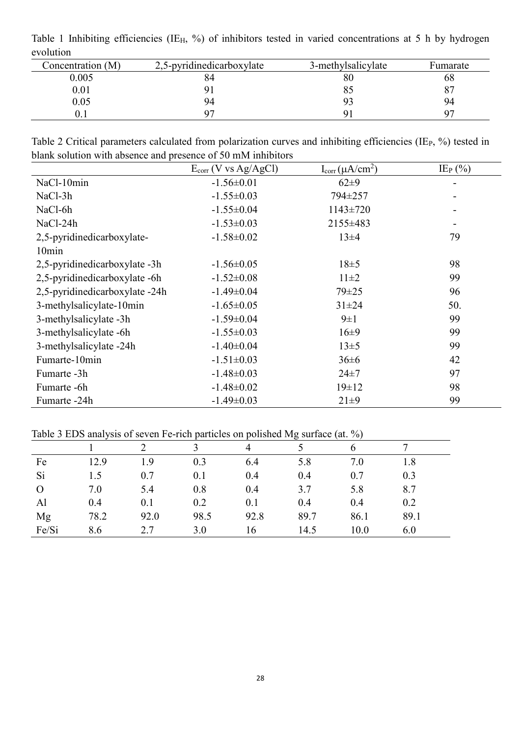Table 1 Inhibiting efficiencies ($IE_H$, %) of inhibitors tested in varied concentrations at 5 h by hydrogen evolution

| Concentration (M) | 2,5-pyridinedicarboxylate | 3-methylsalicylate | Fumarate |
|---|---|---|---|
| 0.005 | 84 | 80 | 68 |
| 0.01 | 91 | 85 | 87 |
| 0.05 | 94 | 93 | 94 |
| 0.1 | 97 | 91 | 97 |

Table 2 Critical parameters calculated from polarization curves and inhibiting efficiencies ($IE_P$, %) tested in blank solution with absence and presence of 50 mM inhibitors

| | $E_{corr}$ (V vs Ag/AgCl) | $I_{corr}$ ($\mu A/cm^2$) | $IE_P$ (%) |
|---|---|---|---|
| NaCl-10min | -1.56±0.01 | 62±9 | - |
| NaCl-3h | -1.55±0.03 | 794±257 | - |
| NaCl-6h | -1.55±0.04 | 1143±720 | - |
| NaCl-24h | -1.53±0.03 | 2155±483 | - |
| 2,5-pyridinedicarboxylate-10min | -1.58±0.02 | 13±4 | 79 |
| 2,5-pyridinedicarboxylate -3h | -1.56±0.05 | 18±5 | 98 |
| 2,5-pyridinedicarboxylate -6h | -1.52±0.08 | 11±2 | 99 |
| 2,5-pyridinedicarboxylate -24h | -1.49±0.04 | 79±25 | 96 |
| 3-methylsalicylate-10min | -1.65±0.05 | 31±24 | 50. |
| 3-methylsalicylate -3h | -1.59±0.04 | 9±1 | 99 |
| 3-methylsalicylate -6h | -1.55±0.03 | 16±9 | 99 |
| 3-methylsalicylate -24h | -1.40±0.04 | 13±5 | 99 |
| Fumarte-10min | -1.51±0.03 | 36±6 | 42 |
| Fumarte -3h | -1.48±0.03 | 24±7 | 97 |
| Fumarte -6h | -1.48±0.02 | 19±12 | 98 |
| Fumarte -24h | -1.49±0.03 | 21±9 | 99 |

Table 3 EDS analysis of seven Fe-rich particles on polished Mg surface (at. %)

| | 1 | 2 | 3 | 4 | 5 | 6 | 7 |
|---|---|---|---|---|---|---|---|
| Fe | 12.9 | 1.9 | 0.3 | 6.4 | 5.8 | 7.0 | 1.8 |
| Si | 1.5 | 0.7 | 0.1 | 0.4 | 0.4 | 0.7 | 0.3 |
| O | 7.0 | 5.4 | 0.8 | 0.4 | 3.7 | 5.8 | 8.7 |
| Al | 0.4 | 0.1 | 0.2 | 0.1 | 0.4 | 0.4 | 0.2 |
| Mg | 78.2 | 92.0 | 98.5 | 92.8 | 89.7 | 86.1 | 89.1 |
| Fe/Si | 8.6 | 2.7 | 3.0 | 16 | 14.5 | 10.0 | 6.0 |